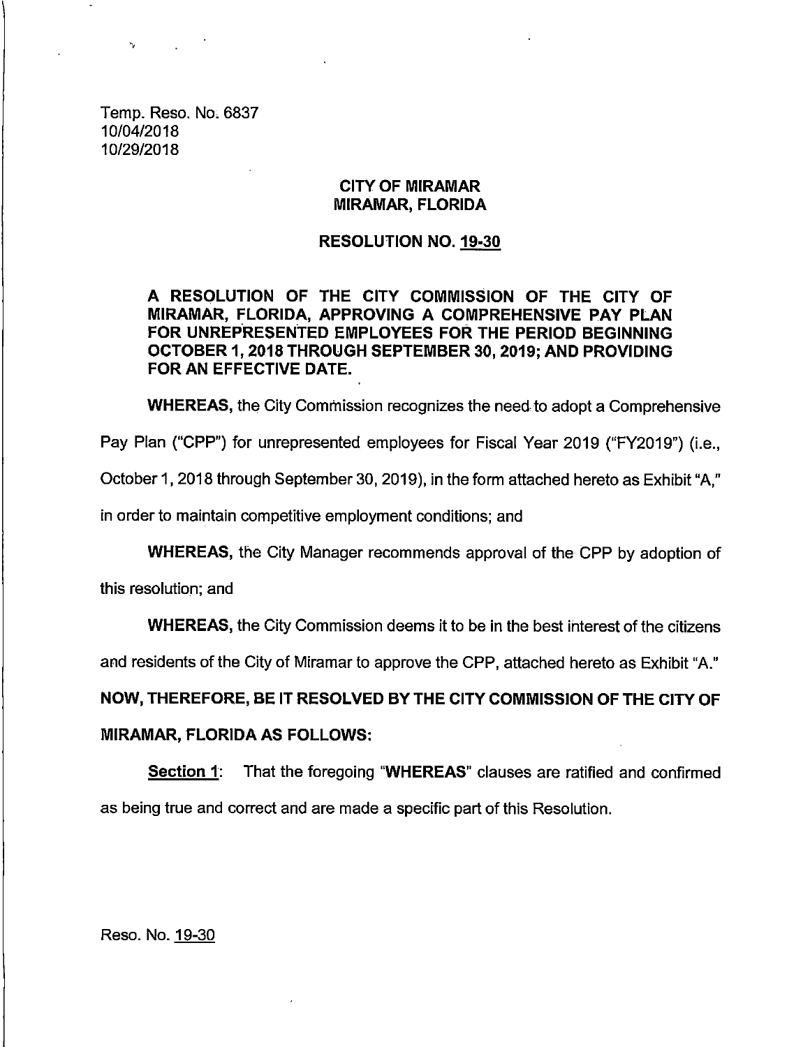Temp. Reso. No. 6837
10/04/2018
10/29/2018

**CITY OF MIRAMAR**
**MIRAMAR, FLORIDA**

**RESOLUTION NO. 19-30**

**A RESOLUTION OF THE CITY COMMISSION OF THE CITY OF MIRAMAR, FLORIDA, APPROVING A COMPREHENSIVE PAY PLAN FOR UNREPRESENTED EMPLOYEES FOR THE PERIOD BEGINNING OCTOBER 1, 2018 THROUGH SEPTEMBER 30, 2019; AND PROVIDING FOR AN EFFECTIVE DATE.**

**WHEREAS,** the City Commission recognizes the need to adopt a Comprehensive Pay Plan ("CPP") for unrepresented employees for Fiscal Year 2019 ("FY2019") (i.e., October 1, 2018 through September 30, 2019), in the form attached hereto as Exhibit "A," in order to maintain competitive employment conditions; and

**WHEREAS,** the City Manager recommends approval of the CPP by adoption of this resolution; and

**WHEREAS,** the City Commission deems it to be in the best interest of the citizens and residents of the City of Miramar to approve the CPP, attached hereto as Exhibit "A."

**NOW, THEREFORE, BE IT RESOLVED BY THE CITY COMMISSION OF THE CITY OF MIRAMAR, FLORIDA AS FOLLOWS:**

**Section 1**: That the foregoing "**WHEREAS**" clauses are ratified and confirmed as being true and correct and are made a specific part of this Resolution.

Reso. No. 19-30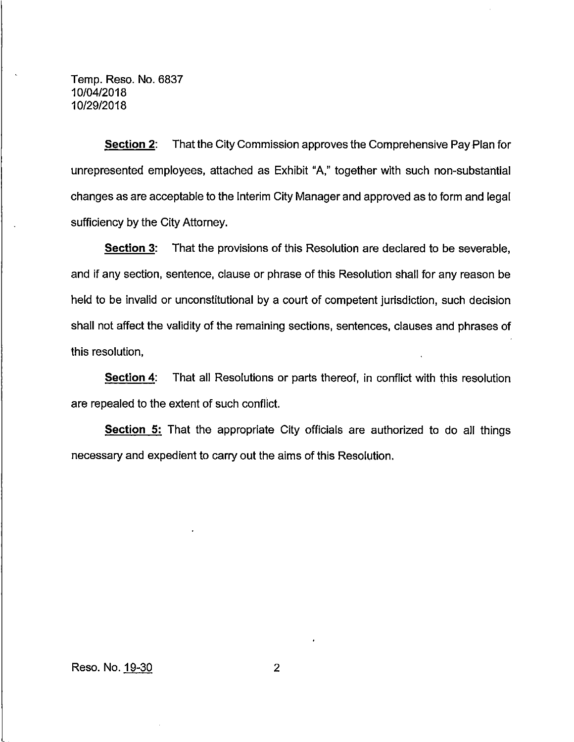Temp. Reso. No. 6837
10/04/2018
10/29/2018

**Section 2**: That the City Commission approves the Comprehensive Pay Plan for unrepresented employees, attached as Exhibit "A," together with such non-substantial changes as are acceptable to the Interim City Manager and approved as to form and legal sufficiency by the City Attorney.

**Section 3**: That the provisions of this Resolution are declared to be severable, and if any section, sentence, clause or phrase of this Resolution shall for any reason be held to be invalid or unconstitutional by a court of competent jurisdiction, such decision shall not affect the validity of the remaining sections, sentences, clauses and phrases of this resolution,

**Section 4**: That all Resolutions or parts thereof, in conflict with this resolution are repealed to the extent of such conflict.

**Section 5:** That the appropriate City officials are authorized to do all things necessary and expedient to carry out the aims of this Resolution.

Reso. No. 19-30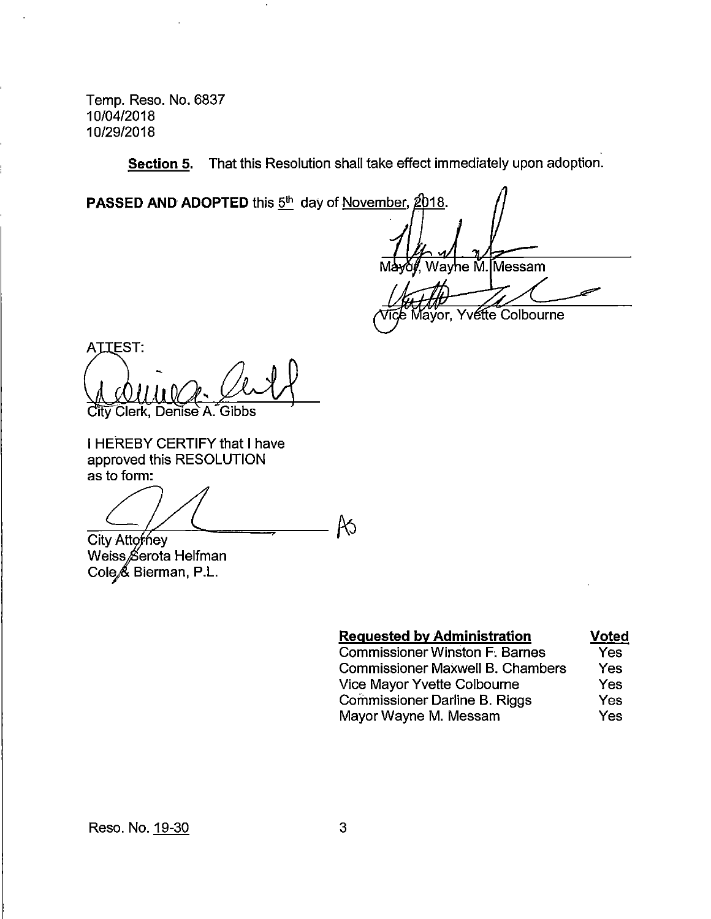Temp. Reso. No. 6837
10/04/2018
10/29/2018

**Section 5.** That this Resolution shall take effect immediately upon adoption.

**PASSED AND ADOPTED** this 5th day of November, 2018.

Mayor, Wayne M. Messam

Vice Mayor, Yvette Colbourne

ATTEST:

City Clerk, Denise A. Gibbs

I HEREBY CERTIFY that I have approved this RESOLUTION as to form:

City Attorney
Weiss Serota Helfman
Cole & Bierman, P.L.

| Requested by Administration | Voted |
|---|---|
| Commissioner Winston F. Barnes | Yes |
| Commissioner Maxwell B. Chambers | Yes |
| Vice Mayor Yvette Colbourne | Yes |
| Commissioner Darline B. Riggs | Yes |
| Mayor Wayne M. Messam | Yes |

Reso. No. 19-30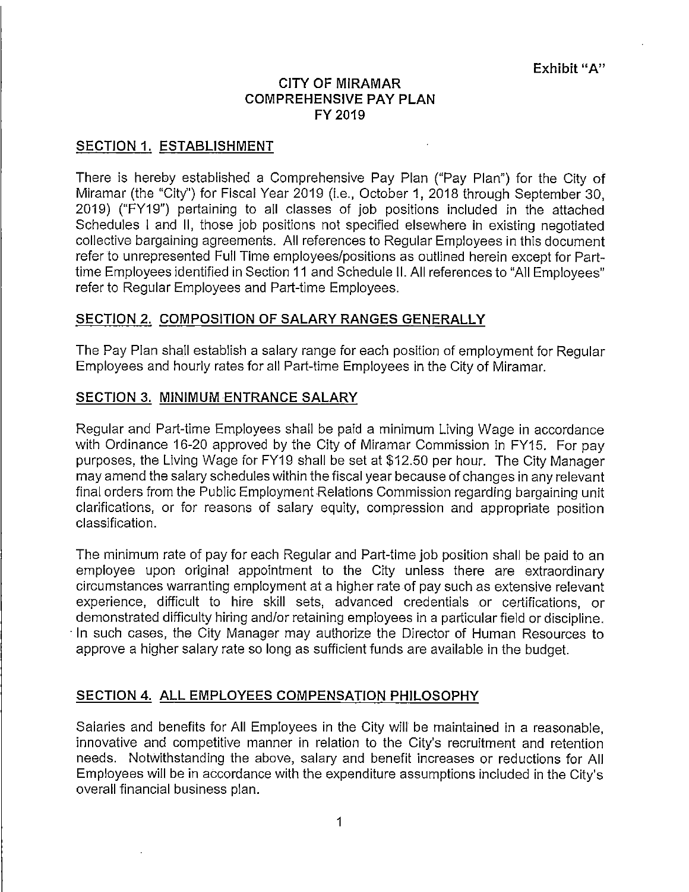Exhibit "A"

# CITY OF MIRAMAR
# COMPREHENSIVE PAY PLAN
# FY 2019

## SECTION 1. ESTABLISHMENT

There is hereby established a Comprehensive Pay Plan ("Pay Plan") for the City of Miramar (the "City") for Fiscal Year 2019 (i.e., October 1, 2018 through September 30, 2019) ("FY19") pertaining to all classes of job positions included in the attached Schedules I and II, those job positions not specified elsewhere in existing negotiated collective bargaining agreements. All references to Regular Employees in this document refer to unrepresented Full Time employees/positions as outlined herein except for Part-time Employees identified in Section 11 and Schedule II. All references to "All Employees" refer to Regular Employees and Part-time Employees.

## SECTION 2. COMPOSITION OF SALARY RANGES GENERALLY

The Pay Plan shall establish a salary range for each position of employment for Regular Employees and hourly rates for all Part-time Employees in the City of Miramar.

## SECTION 3. MINIMUM ENTRANCE SALARY

Regular and Part-time Employees shall be paid a minimum Living Wage in accordance with Ordinance 16-20 approved by the City of Miramar Commission in FY15. For pay purposes, the Living Wage for FY19 shall be set at $12.50 per hour. The City Manager may amend the salary schedules within the fiscal year because of changes in any relevant final orders from the Public Employment Relations Commission regarding bargaining unit clarifications, or for reasons of salary equity, compression and appropriate position classification.

The minimum rate of pay for each Regular and Part-time job position shall be paid to an employee upon original appointment to the City unless there are extraordinary circumstances warranting employment at a higher rate of pay such as extensive relevant experience, difficult to hire skill sets, advanced credentials or certifications, or demonstrated difficulty hiring and/or retaining employees in a particular field or discipline. In such cases, the City Manager may authorize the Director of Human Resources to approve a higher salary rate so long as sufficient funds are available in the budget.

## SECTION 4. ALL EMPLOYEES COMPENSATION PHILOSOPHY

Salaries and benefits for All Employees in the City will be maintained in a reasonable, innovative and competitive manner in relation to the City's recruitment and retention needs. Notwithstanding the above, salary and benefit increases or reductions for All Employees will be in accordance with the expenditure assumptions included in the City's overall financial business plan.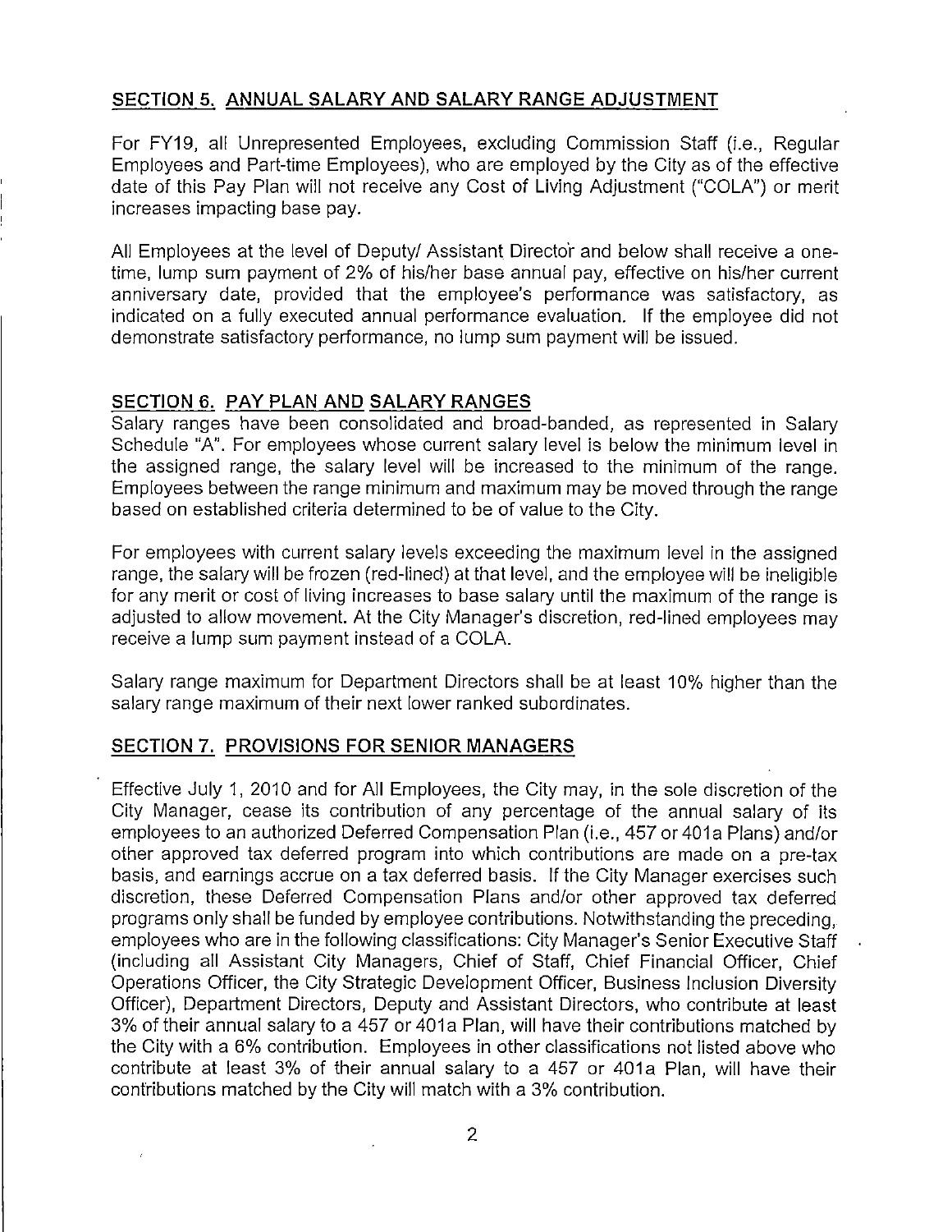## SECTION 5. ANNUAL SALARY AND SALARY RANGE ADJUSTMENT

For FY19, all Unrepresented Employees, excluding Commission Staff (i.e., Regular Employees and Part-time Employees), who are employed by the City as of the effective date of this Pay Plan will not receive any Cost of Living Adjustment ("COLA") or merit increases impacting base pay.

All Employees at the level of Deputy/ Assistant Director and below shall receive a one-time, lump sum payment of 2% of his/her base annual pay, effective on his/her current anniversary date, provided that the employee's performance was satisfactory, as indicated on a fully executed annual performance evaluation. If the employee did not demonstrate satisfactory performance, no lump sum payment will be issued.

## SECTION 6. PAY PLAN AND SALARY RANGES

Salary ranges have been consolidated and broad-banded, as represented in Salary Schedule "A". For employees whose current salary level is below the minimum level in the assigned range, the salary level will be increased to the minimum of the range. Employees between the range minimum and maximum may be moved through the range based on established criteria determined to be of value to the City.

For employees with current salary levels exceeding the maximum level in the assigned range, the salary will be frozen (red-lined) at that level, and the employee will be ineligible for any merit or cost of living increases to base salary until the maximum of the range is adjusted to allow movement. At the City Manager's discretion, red-lined employees may receive a lump sum payment instead of a COLA.

Salary range maximum for Department Directors shall be at least 10% higher than the salary range maximum of their next lower ranked subordinates.

## SECTION 7. PROVISIONS FOR SENIOR MANAGERS

Effective July 1, 2010 and for All Employees, the City may, in the sole discretion of the City Manager, cease its contribution of any percentage of the annual salary of its employees to an authorized Deferred Compensation Plan (i.e., 457 or 401a Plans) and/or other approved tax deferred program into which contributions are made on a pre-tax basis, and earnings accrue on a tax deferred basis. If the City Manager exercises such discretion, these Deferred Compensation Plans and/or other approved tax deferred programs only shall be funded by employee contributions. Notwithstanding the preceding, employees who are in the following classifications: City Manager's Senior Executive Staff (including all Assistant City Managers, Chief of Staff, Chief Financial Officer, Chief Operations Officer, the City Strategic Development Officer, Business Inclusion Diversity Officer), Department Directors, Deputy and Assistant Directors, who contribute at least 3% of their annual salary to a 457 or 401a Plan, will have their contributions matched by the City with a 6% contribution. Employees in other classifications not listed above who contribute at least 3% of their annual salary to a 457 or 401a Plan, will have their contributions matched by the City will match with a 3% contribution.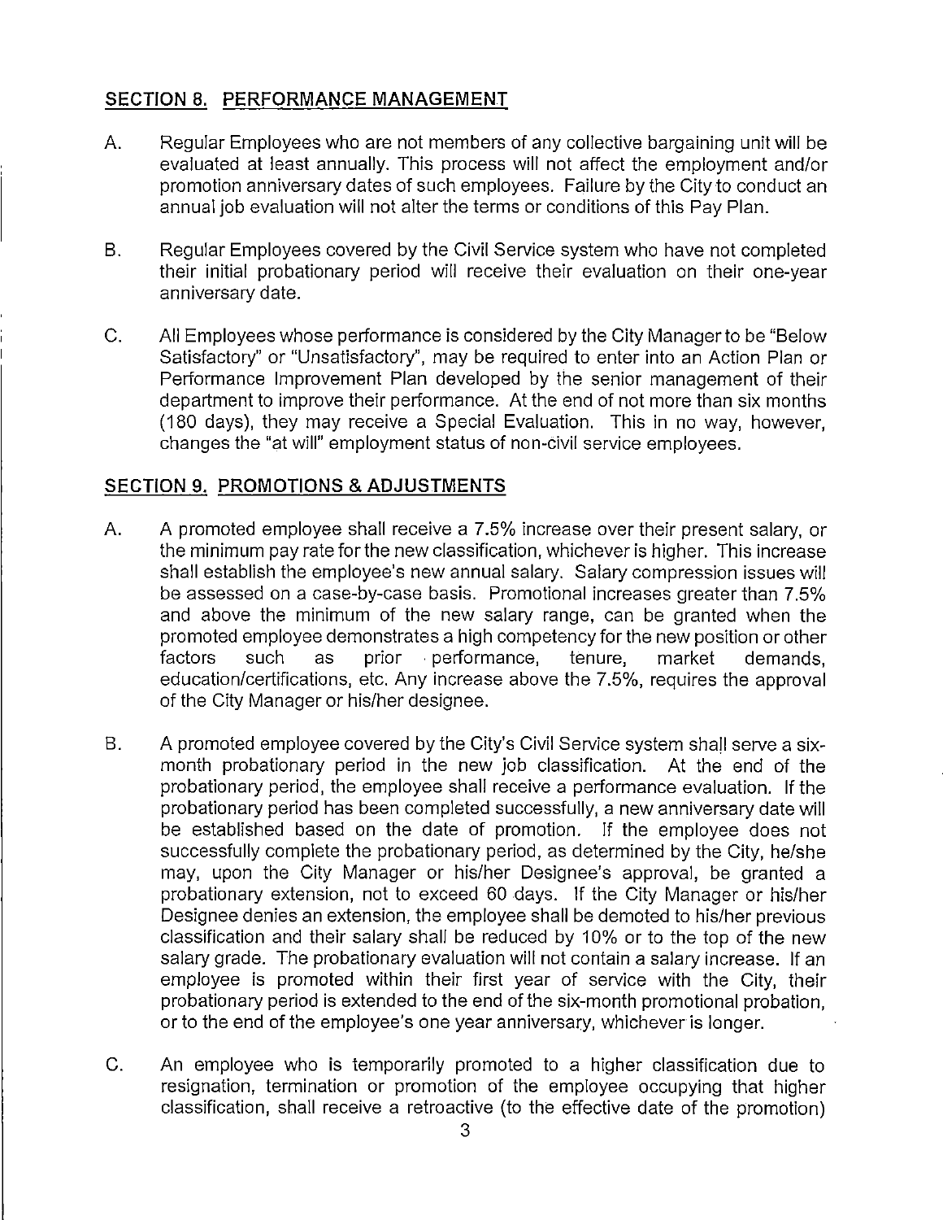## SECTION 8. PERFORMANCE MANAGEMENT

A. Regular Employees who are not members of any collective bargaining unit will be evaluated at least annually. This process will not affect the employment and/or promotion anniversary dates of such employees. Failure by the City to conduct an annual job evaluation will not alter the terms or conditions of this Pay Plan.

B. Regular Employees covered by the Civil Service system who have not completed their initial probationary period will receive their evaluation on their one-year anniversary date.

C. All Employees whose performance is considered by the City Manager to be "Below Satisfactory" or "Unsatisfactory", may be required to enter into an Action Plan or Performance Improvement Plan developed by the senior management of their department to improve their performance. At the end of not more than six months (180 days), they may receive a Special Evaluation. This in no way, however, changes the "at will" employment status of non-civil service employees.

## SECTION 9. PROMOTIONS & ADJUSTMENTS

A. A promoted employee shall receive a 7.5% increase over their present salary, or the minimum pay rate for the new classification, whichever is higher. This increase shall establish the employee's new annual salary. Salary compression issues will be assessed on a case-by-case basis. Promotional increases greater than 7.5% and above the minimum of the new salary range, can be granted when the promoted employee demonstrates a high competency for the new position or other factors such as prior performance, tenure, market demands, education/certifications, etc. Any increase above the 7.5%, requires the approval of the City Manager or his/her designee.

B. A promoted employee covered by the City's Civil Service system shall serve a six-month probationary period in the new job classification. At the end of the probationary period, the employee shall receive a performance evaluation. If the probationary period has been completed successfully, a new anniversary date will be established based on the date of promotion. If the employee does not successfully complete the probationary period, as determined by the City, he/she may, upon the City Manager or his/her Designee's approval, be granted a probationary extension, not to exceed 60 days. If the City Manager or his/her Designee denies an extension, the employee shall be demoted to his/her previous classification and their salary shall be reduced by 10% or to the top of the new salary grade. The probationary evaluation will not contain a salary increase. If an employee is promoted within their first year of service with the City, their probationary period is extended to the end of the six-month promotional probation, or to the end of the employee's one year anniversary, whichever is longer.

C. An employee who is temporarily promoted to a higher classification due to resignation, termination or promotion of the employee occupying that higher classification, shall receive a retroactive (to the effective date of the promotion)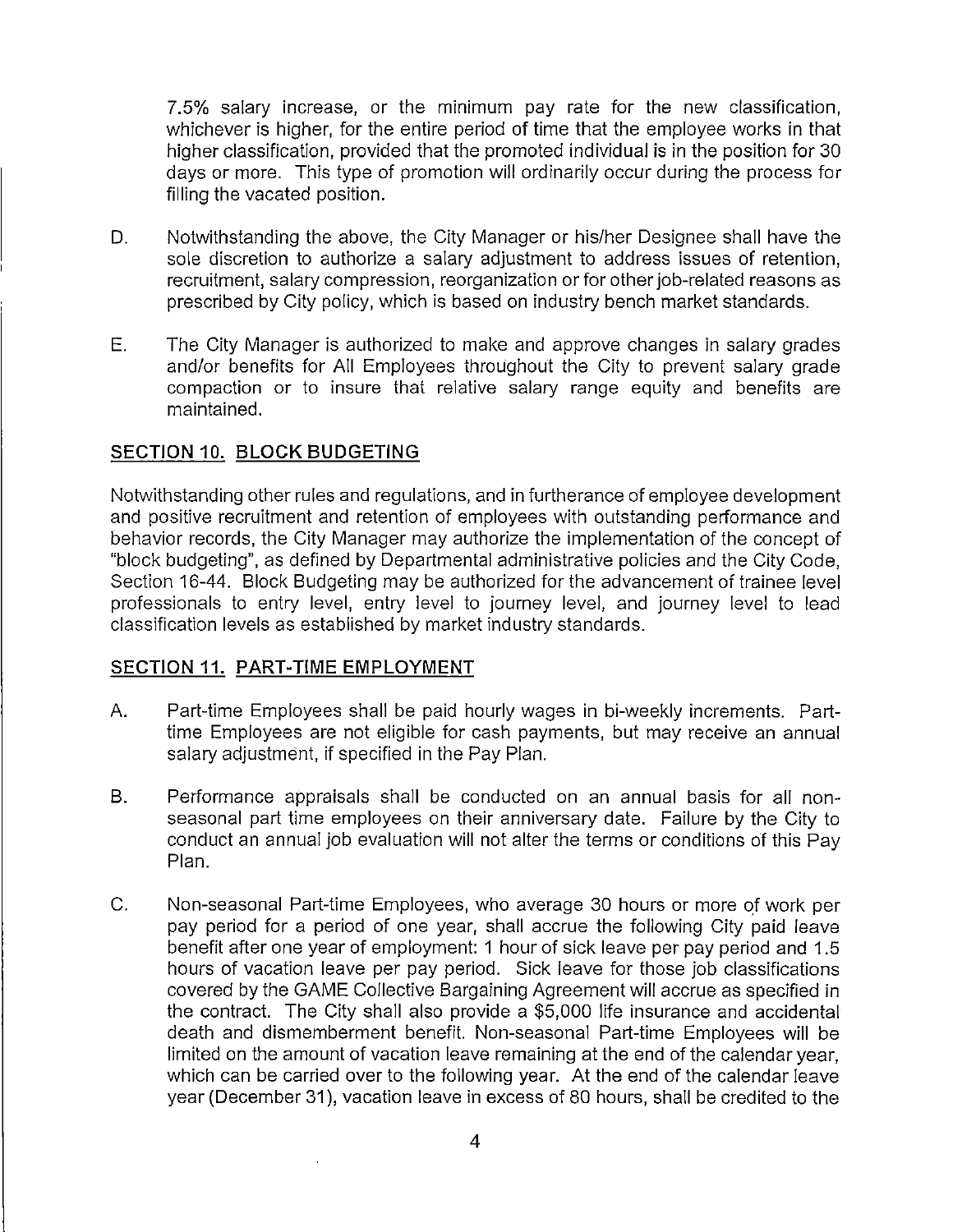7.5% salary increase, or the minimum pay rate for the new classification, whichever is higher, for the entire period of time that the employee works in that higher classification, provided that the promoted individual is in the position for 30 days or more. This type of promotion will ordinarily occur during the process for filling the vacated position.

D. Notwithstanding the above, the City Manager or his/her Designee shall have the sole discretion to authorize a salary adjustment to address issues of retention, recruitment, salary compression, reorganization or for other job-related reasons as prescribed by City policy, which is based on industry bench market standards.

E. The City Manager is authorized to make and approve changes in salary grades and/or benefits for All Employees throughout the City to prevent salary grade compaction or to insure that relative salary range equity and benefits are maintained.

## SECTION 10. BLOCK BUDGETING

Notwithstanding other rules and regulations, and in furtherance of employee development and positive recruitment and retention of employees with outstanding performance and behavior records, the City Manager may authorize the implementation of the concept of "block budgeting", as defined by Departmental administrative policies and the City Code, Section 16-44. Block Budgeting may be authorized for the advancement of trainee level professionals to entry level, entry level to journey level, and journey level to lead classification levels as established by market industry standards.

## SECTION 11. PART-TIME EMPLOYMENT

A. Part-time Employees shall be paid hourly wages in bi-weekly increments. Part-time Employees are not eligible for cash payments, but may receive an annual salary adjustment, if specified in the Pay Plan.

B. Performance appraisals shall be conducted on an annual basis for all non-seasonal part time employees on their anniversary date. Failure by the City to conduct an annual job evaluation will not alter the terms or conditions of this Pay Plan.

C. Non-seasonal Part-time Employees, who average 30 hours or more of work per pay period for a period of one year, shall accrue the following City paid leave benefit after one year of employment: 1 hour of sick leave per pay period and 1.5 hours of vacation leave per pay period. Sick leave for those job classifications covered by the GAME Collective Bargaining Agreement will accrue as specified in the contract. The City shall also provide a $5,000 life insurance and accidental death and dismemberment benefit. Non-seasonal Part-time Employees will be limited on the amount of vacation leave remaining at the end of the calendar year, which can be carried over to the following year. At the end of the calendar leave year (December 31), vacation leave in excess of 80 hours, shall be credited to the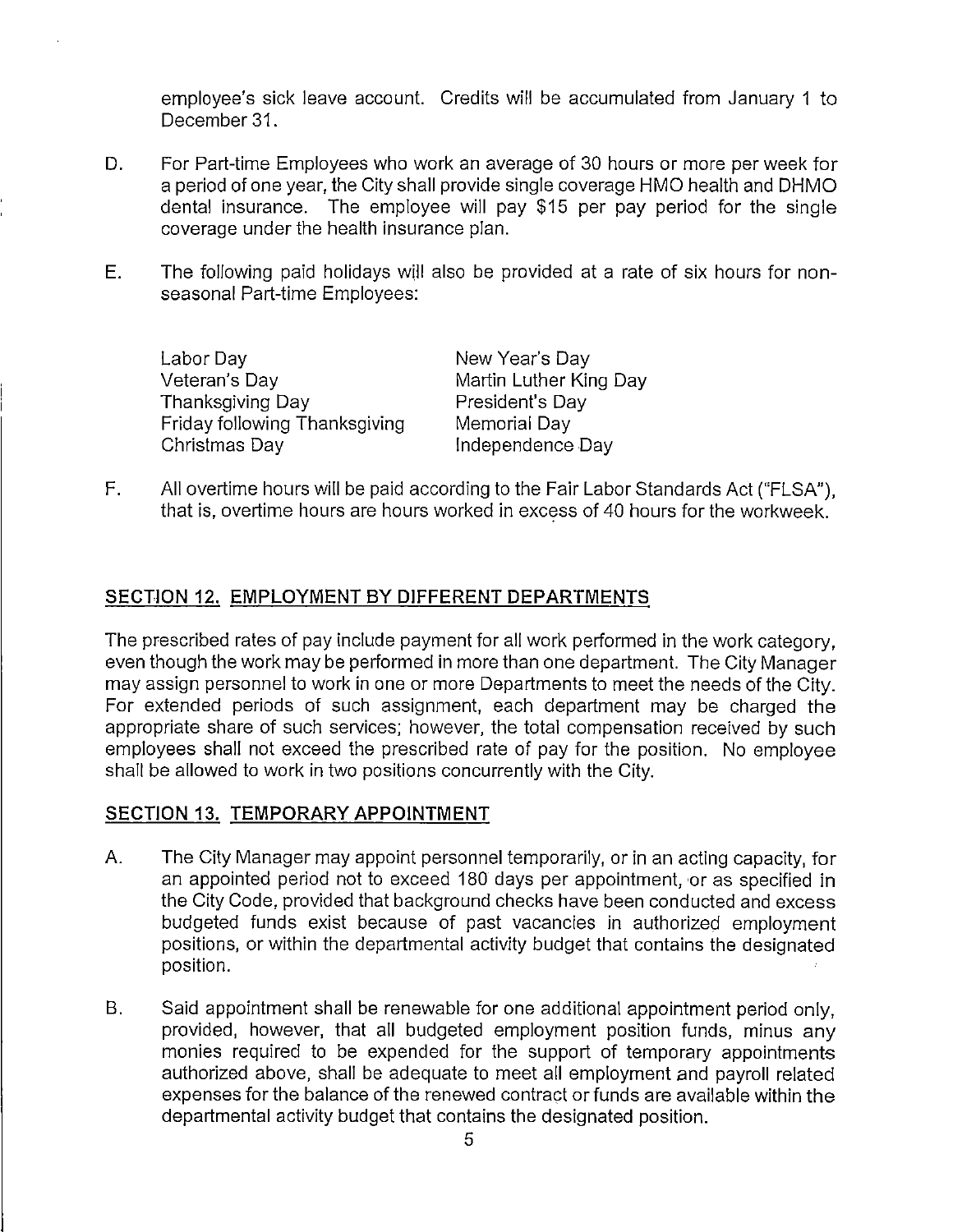employee's sick leave account. Credits will be accumulated from January 1 to December 31.

D. For Part-time Employees who work an average of 30 hours or more per week for a period of one year, the City shall provide single coverage HMO health and DHMO dental insurance. The employee will pay $15 per pay period for the single coverage under the health insurance plan.

E. The following paid holidays will also be provided at a rate of six hours for non-seasonal Part-time Employees:

| | |
|---|---|
| Labor Day | New Year's Day |
| Veteran's Day | Martin Luther King Day |
| Thanksgiving Day | President's Day |
| Friday following Thanksgiving | Memorial Day |
| Christmas Day | Independence Day |

F. All overtime hours will be paid according to the Fair Labor Standards Act ("FLSA"), that is, overtime hours are hours worked in excess of 40 hours for the workweek.

## SECTION 12. EMPLOYMENT BY DIFFERENT DEPARTMENTS

The prescribed rates of pay include payment for all work performed in the work category, even though the work may be performed in more than one department. The City Manager may assign personnel to work in one or more Departments to meet the needs of the City. For extended periods of such assignment, each department may be charged the appropriate share of such services; however, the total compensation received by such employees shall not exceed the prescribed rate of pay for the position. No employee shall be allowed to work in two positions concurrently with the City.

## SECTION 13. TEMPORARY APPOINTMENT

A. The City Manager may appoint personnel temporarily, or in an acting capacity, for an appointed period not to exceed 180 days per appointment, or as specified in the City Code, provided that background checks have been conducted and excess budgeted funds exist because of past vacancies in authorized employment positions, or within the departmental activity budget that contains the designated position.

B. Said appointment shall be renewable for one additional appointment period only, provided, however, that all budgeted employment position funds, minus any monies required to be expended for the support of temporary appointments authorized above, shall be adequate to meet all employment and payroll related expenses for the balance of the renewed contract or funds are available within the departmental activity budget that contains the designated position.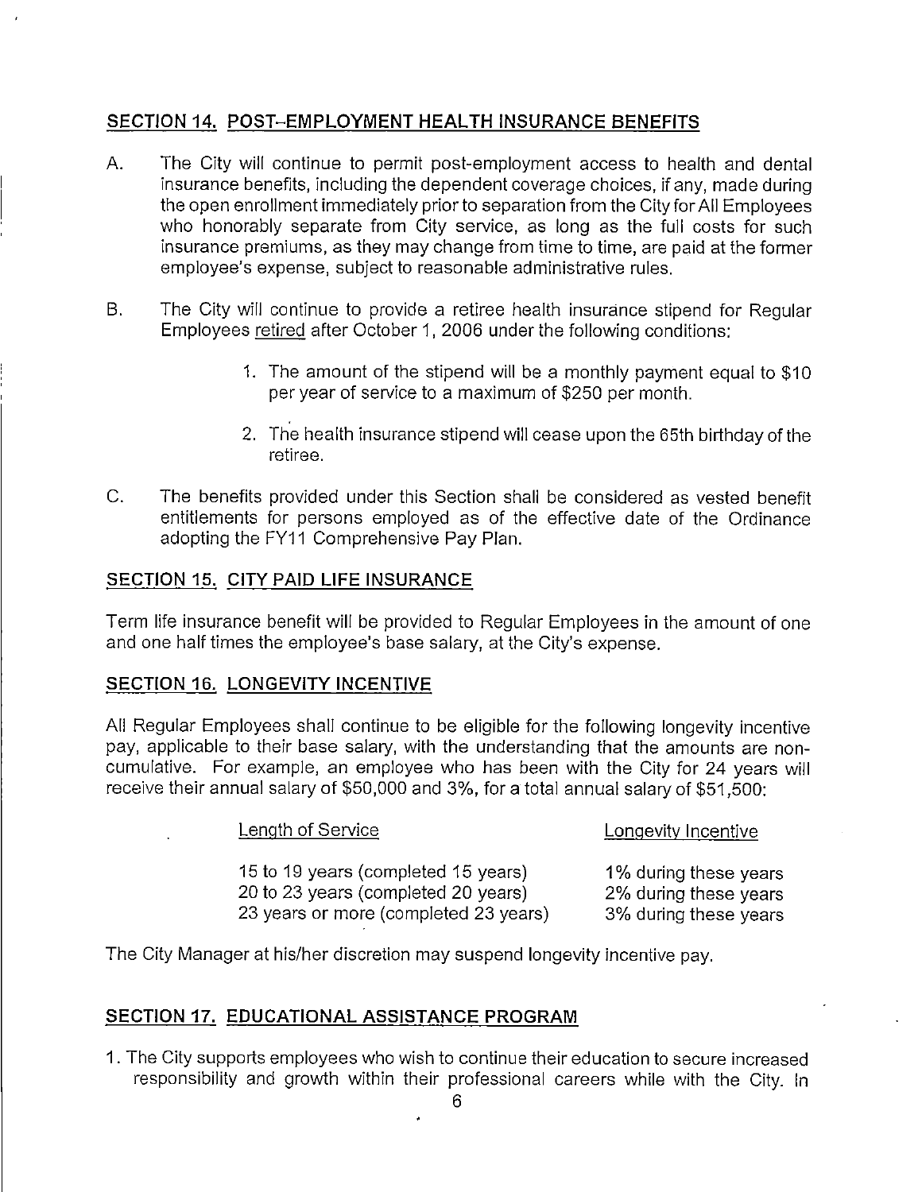## SECTION 14. POST-EMPLOYMENT HEALTH INSURANCE BENEFITS

A. The City will continue to permit post-employment access to health and dental insurance benefits, including the dependent coverage choices, if any, made during the open enrollment immediately prior to separation from the City for All Employees who honorably separate from City service, as long as the full costs for such insurance premiums, as they may change from time to time, are paid at the former employee's expense, subject to reasonable administrative rules.

B. The City will continue to provide a retiree health insurance stipend for Regular Employees retired after October 1, 2006 under the following conditions:

   1. The amount of the stipend will be a monthly payment equal to $10 per year of service to a maximum of $250 per month.

   2. The health insurance stipend will cease upon the 65th birthday of the retiree.

C. The benefits provided under this Section shall be considered as vested benefit entitlements for persons employed as of the effective date of the Ordinance adopting the FY11 Comprehensive Pay Plan.

## SECTION 15. CITY PAID LIFE INSURANCE

Term life insurance benefit will be provided to Regular Employees in the amount of one and one half times the employee's base salary, at the City's expense.

## SECTION 16. LONGEVITY INCENTIVE

All Regular Employees shall continue to be eligible for the following longevity incentive pay, applicable to their base salary, with the understanding that the amounts are non-cumulative. For example, an employee who has been with the City for 24 years will receive their annual salary of $50,000 and 3%, for a total annual salary of $51,500:

| Length of Service | Longevity Incentive |
|---|---|
| 15 to 19 years (completed 15 years) | 1% during these years |
| 20 to 23 years (completed 20 years) | 2% during these years |
| 23 years or more (completed 23 years) | 3% during these years |

The City Manager at his/her discretion may suspend longevity incentive pay.

## SECTION 17. EDUCATIONAL ASSISTANCE PROGRAM

1. The City supports employees who wish to continue their education to secure increased responsibility and growth within their professional careers while with the City. In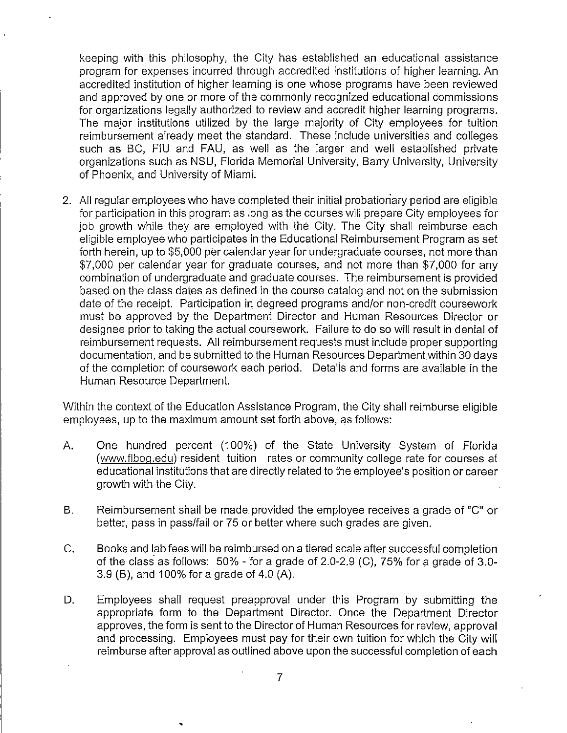keeping with this philosophy, the City has established an educational assistance program for expenses incurred through accredited institutions of higher learning. An accredited institution of higher learning is one whose programs have been reviewed and approved by one or more of the commonly recognized educational commissions for organizations legally authorized to review and accredit higher learning programs. The major institutions utilized by the large majority of City employees for tuition reimbursement already meet the standard. These include universities and colleges such as BC, FIU and FAU, as well as the larger and well established private organizations such as NSU, Florida Memorial University, Barry University, University of Phoenix, and University of Miami.

2. All regular employees who have completed their initial probationary period are eligible for participation in this program as long as the courses will prepare City employees for job growth while they are employed with the City. The City shall reimburse each eligible employee who participates in the Educational Reimbursement Program as set forth herein, up to $5,000 per calendar year for undergraduate courses, not more than $7,000 per calendar year for graduate courses, and not more than $7,000 for any combination of undergraduate and graduate courses. The reimbursement is provided based on the class dates as defined in the course catalog and not on the submission date of the receipt. Participation in degreed programs and/or non-credit coursework must be approved by the Department Director and Human Resources Director or designee prior to taking the actual coursework. Failure to do so will result in denial of reimbursement requests. All reimbursement requests must include proper supporting documentation, and be submitted to the Human Resources Department within 30 days of the completion of coursework each period. Details and forms are available in the Human Resource Department.

Within the context of the Education Assistance Program, the City shall reimburse eligible employees, up to the maximum amount set forth above, as follows:

A. One hundred percent (100%) of the State University System of Florida (www.flbog.edu) resident tuition rates or community college rate for courses at educational institutions that are directly related to the employee's position or career growth with the City.

B. Reimbursement shall be made provided the employee receives a grade of "C" or better, pass in pass/fail or 75 or better where such grades are given.

C. Books and lab fees will be reimbursed on a tiered scale after successful completion of the class as follows: 50% - for a grade of 2.0-2.9 (C), 75% for a grade of 3.0-3.9 (B), and 100% for a grade of 4.0 (A).

D. Employees shall request preapproval under this Program by submitting the appropriate form to the Department Director. Once the Department Director approves, the form is sent to the Director of Human Resources for review, approval and processing. Employees must pay for their own tuition for which the City will reimburse after approval as outlined above upon the successful completion of each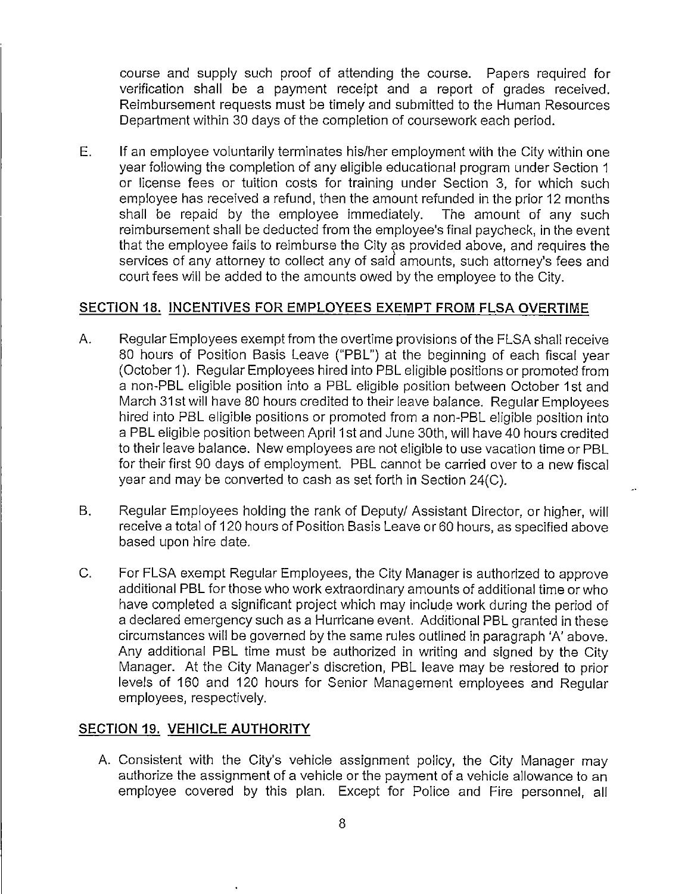course and supply such proof of attending the course. Papers required for verification shall be a payment receipt and a report of grades received. Reimbursement requests must be timely and submitted to the Human Resources Department within 30 days of the completion of coursework each period.

E. If an employee voluntarily terminates his/her employment with the City within one year following the completion of any eligible educational program under Section 1 or license fees or tuition costs for training under Section 3, for which such employee has received a refund, then the amount refunded in the prior 12 months shall be repaid by the employee immediately. The amount of any such reimbursement shall be deducted from the employee's final paycheck, in the event that the employee fails to reimburse the City as provided above, and requires the services of any attorney to collect any of said amounts, such attorney's fees and court fees will be added to the amounts owed by the employee to the City.

## SECTION 18. INCENTIVES FOR EMPLOYEES EXEMPT FROM FLSA OVERTIME

A. Regular Employees exempt from the overtime provisions of the FLSA shall receive 80 hours of Position Basis Leave ("PBL") at the beginning of each fiscal year (October 1). Regular Employees hired into PBL eligible positions or promoted from a non-PBL eligible position into a PBL eligible position between October 1st and March 31st will have 80 hours credited to their leave balance. Regular Employees hired into PBL eligible positions or promoted from a non-PBL eligible position into a PBL eligible position between April 1st and June 30th, will have 40 hours credited to their leave balance. New employees are not eligible to use vacation time or PBL for their first 90 days of employment. PBL cannot be carried over to a new fiscal year and may be converted to cash as set forth in Section 24(C).

B. Regular Employees holding the rank of Deputy/ Assistant Director, or higher, will receive a total of 120 hours of Position Basis Leave or 60 hours, as specified above based upon hire date.

C. For FLSA exempt Regular Employees, the City Manager is authorized to approve additional PBL for those who work extraordinary amounts of additional time or who have completed a significant project which may include work during the period of a declared emergency such as a Hurricane event. Additional PBL granted in these circumstances will be governed by the same rules outlined in paragraph 'A' above. Any additional PBL time must be authorized in writing and signed by the City Manager. At the City Manager's discretion, PBL leave may be restored to prior levels of 160 and 120 hours for Senior Management employees and Regular employees, respectively.

## SECTION 19. VEHICLE AUTHORITY

A. Consistent with the City's vehicle assignment policy, the City Manager may authorize the assignment of a vehicle or the payment of a vehicle allowance to an employee covered by this plan. Except for Police and Fire personnel, all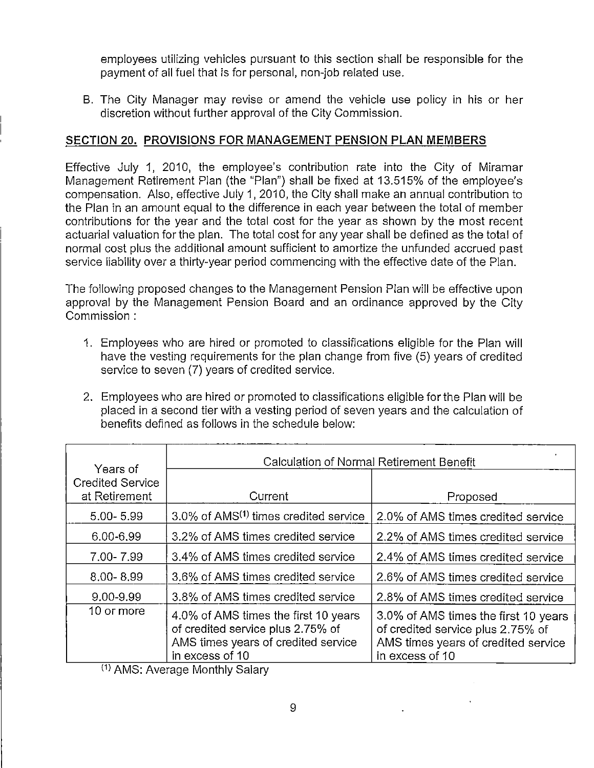employees utilizing vehicles pursuant to this section shall be responsible for the payment of all fuel that is for personal, non-job related use.

B. The City Manager may revise or amend the vehicle use policy in his or her discretion without further approval of the City Commission.

## SECTION 20. PROVISIONS FOR MANAGEMENT PENSION PLAN MEMBERS

Effective July 1, 2010, the employee's contribution rate into the City of Miramar Management Retirement Plan (the "Plan") shall be fixed at 13.515% of the employee's compensation. Also, effective July 1, 2010, the City shall make an annual contribution to the Plan in an amount equal to the difference in each year between the total of member contributions for the year and the total cost for the year as shown by the most recent actuarial valuation for the plan. The total cost for any year shall be defined as the total of normal cost plus the additional amount sufficient to amortize the unfunded accrued past service liability over a thirty-year period commencing with the effective date of the Plan.

The following proposed changes to the Management Pension Plan will be effective upon approval by the Management Pension Board and an ordinance approved by the City Commission :

1. Employees who are hired or promoted to classifications eligible for the Plan will have the vesting requirements for the plan change from five (5) years of credited service to seven (7) years of credited service.

2. Employees who are hired or promoted to classifications eligible for the Plan will be placed in a second tier with a vesting period of seven years and the calculation of benefits defined as follows in the schedule below:

| Years of Credited Service at Retirement | Calculation of Normal Retirement Benefit | |
|---|---|---|
| | Current | Proposed |
| 5.00- 5.99 | 3.0% of AMS[(1)] times credited service | 2.0% of AMS times credited service |
| 6.00-6.99 | 3.2% of AMS times credited service | 2.2% of AMS times credited service |
| 7.00- 7.99 | 3.4% of AMS times credited service | 2.4% of AMS times credited service |
| 8.00- 8.99 | 3.6% of AMS times credited service | 2.6% of AMS times credited service |
| 9.00-9.99 | 3.8% of AMS times credited service | 2.8% of AMS times credited service |
| 10 or more | 4.0% of AMS times the first 10 years of credited service plus 2.75% of AMS times years of credited service in excess of 10 | 3.0% of AMS times the first 10 years of credited service plus 2.75% of AMS times years of credited service in excess of 10 |

[(1)] AMS: Average Monthly Salary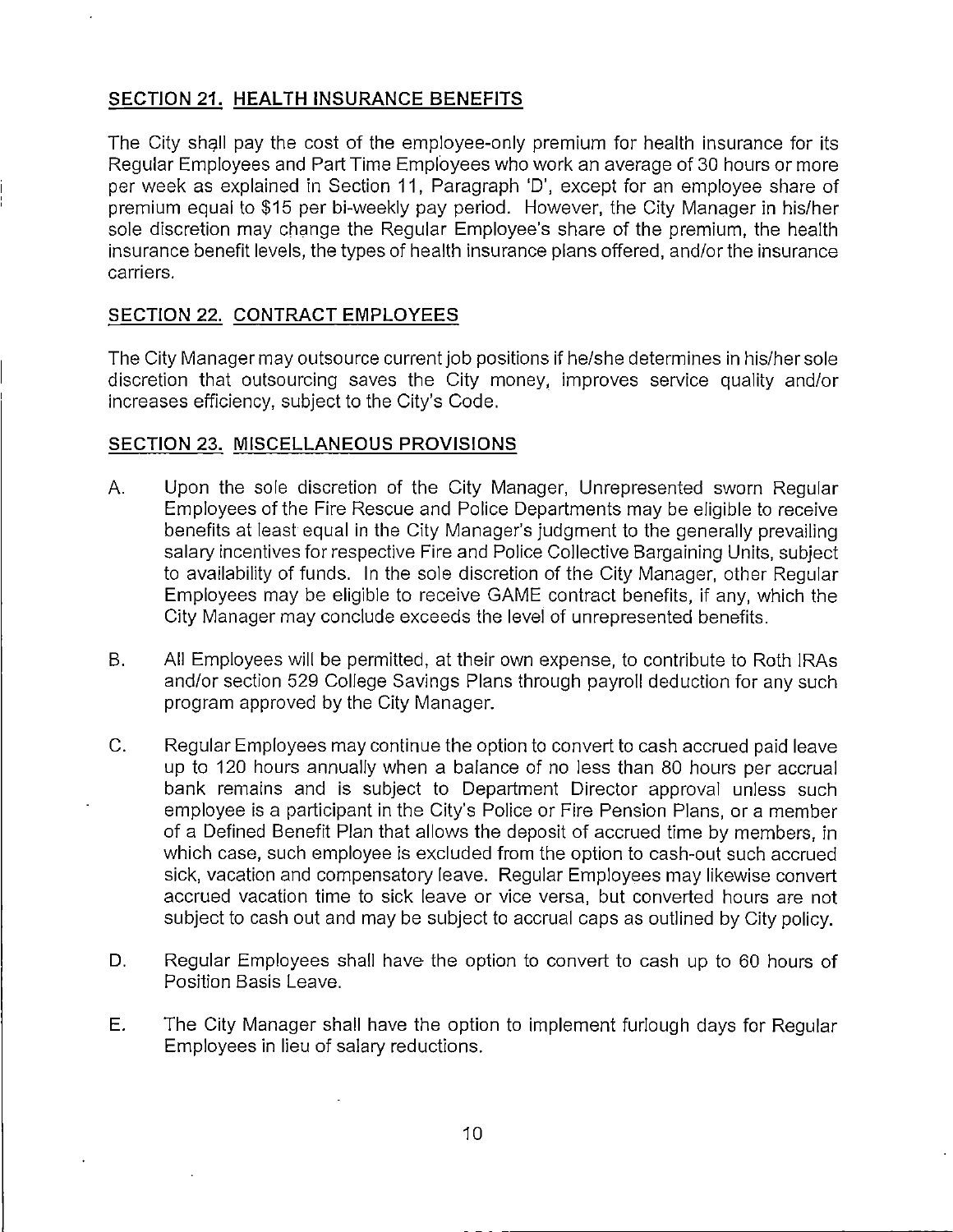## SECTION 21. HEALTH INSURANCE BENEFITS

The City shall pay the cost of the employee-only premium for health insurance for its Regular Employees and Part Time Employees who work an average of 30 hours or more per week as explained in Section 11, Paragraph 'D', except for an employee share of premium equal to $15 per bi-weekly pay period. However, the City Manager in his/her sole discretion may change the Regular Employee's share of the premium, the health insurance benefit levels, the types of health insurance plans offered, and/or the insurance carriers.

## SECTION 22. CONTRACT EMPLOYEES

The City Manager may outsource current job positions if he/she determines in his/her sole discretion that outsourcing saves the City money, improves service quality and/or increases efficiency, subject to the City's Code.

## SECTION 23. MISCELLANEOUS PROVISIONS

A. Upon the sole discretion of the City Manager, Unrepresented sworn Regular Employees of the Fire Rescue and Police Departments may be eligible to receive benefits at least equal in the City Manager's judgment to the generally prevailing salary incentives for respective Fire and Police Collective Bargaining Units, subject to availability of funds. In the sole discretion of the City Manager, other Regular Employees may be eligible to receive GAME contract benefits, if any, which the City Manager may conclude exceeds the level of unrepresented benefits.

B. All Employees will be permitted, at their own expense, to contribute to Roth IRAs and/or section 529 College Savings Plans through payroll deduction for any such program approved by the City Manager.

C. Regular Employees may continue the option to convert to cash accrued paid leave up to 120 hours annually when a balance of no less than 80 hours per accrual bank remains and is subject to Department Director approval unless such employee is a participant in the City's Police or Fire Pension Plans, or a member of a Defined Benefit Plan that allows the deposit of accrued time by members, in which case, such employee is excluded from the option to cash-out such accrued sick, vacation and compensatory leave. Regular Employees may likewise convert accrued vacation time to sick leave or vice versa, but converted hours are not subject to cash out and may be subject to accrual caps as outlined by City policy.

D. Regular Employees shall have the option to convert to cash up to 60 hours of Position Basis Leave.

E. The City Manager shall have the option to implement furlough days for Regular Employees in lieu of salary reductions.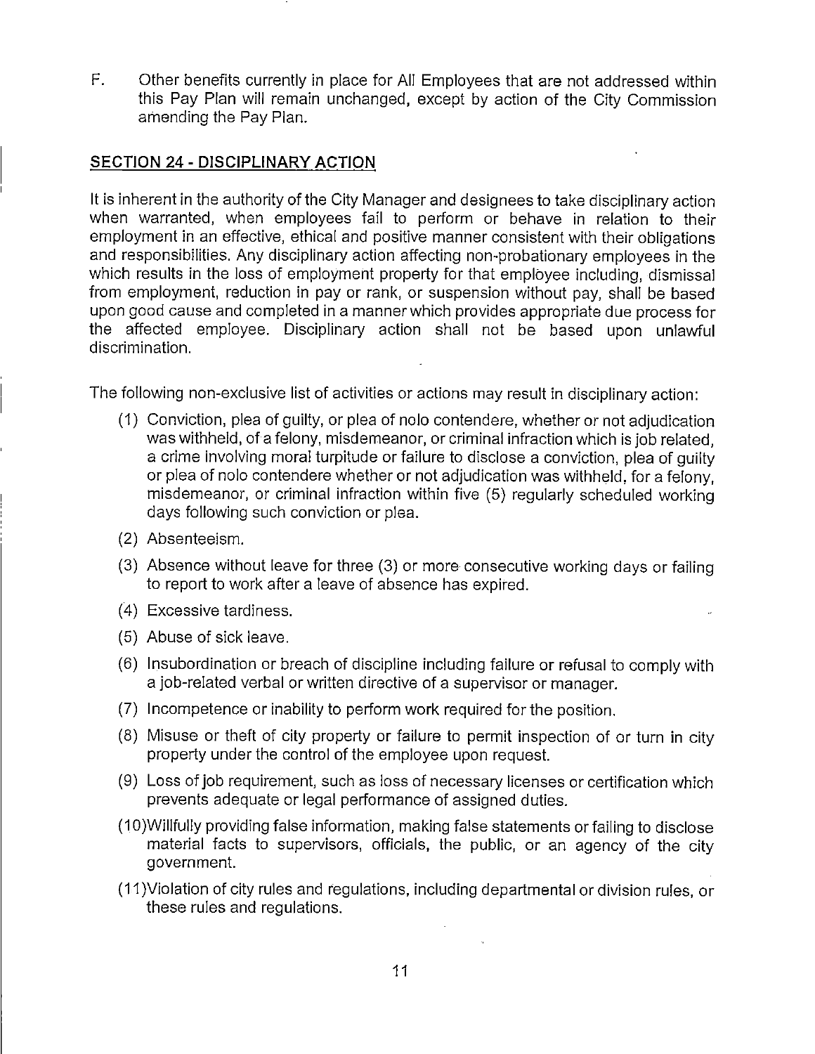F. Other benefits currently in place for All Employees that are not addressed within this Pay Plan will remain unchanged, except by action of the City Commission amending the Pay Plan.

## SECTION 24 - DISCIPLINARY ACTION

It is inherent in the authority of the City Manager and designees to take disciplinary action when warranted, when employees fail to perform or behave in relation to their employment in an effective, ethical and positive manner consistent with their obligations and responsibilities. Any disciplinary action affecting non-probationary employees in the which results in the loss of employment property for that employee including, dismissal from employment, reduction in pay or rank, or suspension without pay, shall be based upon good cause and completed in a manner which provides appropriate due process for the affected employee. Disciplinary action shall not be based upon unlawful discrimination.

The following non-exclusive list of activities or actions may result in disciplinary action:

(1) Conviction, plea of guilty, or plea of nolo contendere, whether or not adjudication was withheld, of a felony, misdemeanor, or criminal infraction which is job related, a crime involving moral turpitude or failure to disclose a conviction, plea of guilty or plea of nolo contendere whether or not adjudication was withheld, for a felony, misdemeanor, or criminal infraction within five (5) regularly scheduled working days following such conviction or plea.

(2) Absenteeism.

(3) Absence without leave for three (3) or more consecutive working days or failing to report to work after a leave of absence has expired.

(4) Excessive tardiness.

(5) Abuse of sick leave.

(6) Insubordination or breach of discipline including failure or refusal to comply with a job-related verbal or written directive of a supervisor or manager.

(7) Incompetence or inability to perform work required for the position.

(8) Misuse or theft of city property or failure to permit inspection of or turn in city property under the control of the employee upon request.

(9) Loss of job requirement, such as loss of necessary licenses or certification which prevents adequate or legal performance of assigned duties.

(10) Willfully providing false information, making false statements or failing to disclose material facts to supervisors, officials, the public, or an agency of the city government.

(11) Violation of city rules and regulations, including departmental or division rules, or these rules and regulations.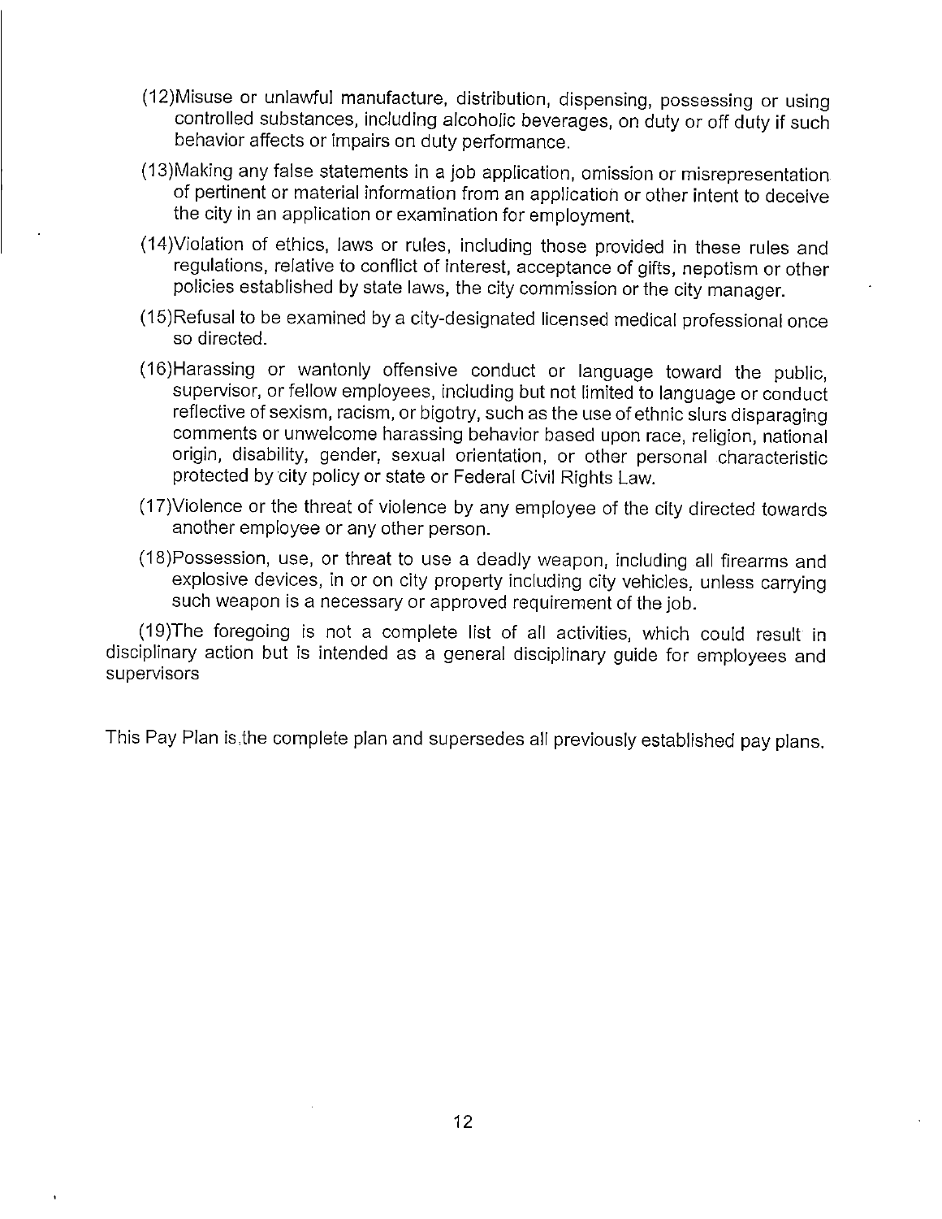(12)Misuse or unlawful manufacture, distribution, dispensing, possessing or using controlled substances, including alcoholic beverages, on duty or off duty if such behavior affects or impairs on duty performance.

(13)Making any false statements in a job application, omission or misrepresentation of pertinent or material information from an application or other intent to deceive the city in an application or examination for employment.

(14)Violation of ethics, laws or rules, including those provided in these rules and regulations, relative to conflict of interest, acceptance of gifts, nepotism or other policies established by state laws, the city commission or the city manager.

(15)Refusal to be examined by a city-designated licensed medical professional once so directed.

(16)Harassing or wantonly offensive conduct or language toward the public, supervisor, or fellow employees, including but not limited to language or conduct reflective of sexism, racism, or bigotry, such as the use of ethnic slurs disparaging comments or unwelcome harassing behavior based upon race, religion, national origin, disability, gender, sexual orientation, or other personal characteristic protected by city policy or state or Federal Civil Rights Law.

(17)Violence or the threat of violence by any employee of the city directed towards another employee or any other person.

(18)Possession, use, or threat to use a deadly weapon, including all firearms and explosive devices, in or on city property including city vehicles, unless carrying such weapon is a necessary or approved requirement of the job.

(19)The foregoing is not a complete list of all activities, which could result in disciplinary action but is intended as a general disciplinary guide for employees and supervisors

This Pay Plan is the complete plan and supersedes all previously established pay plans.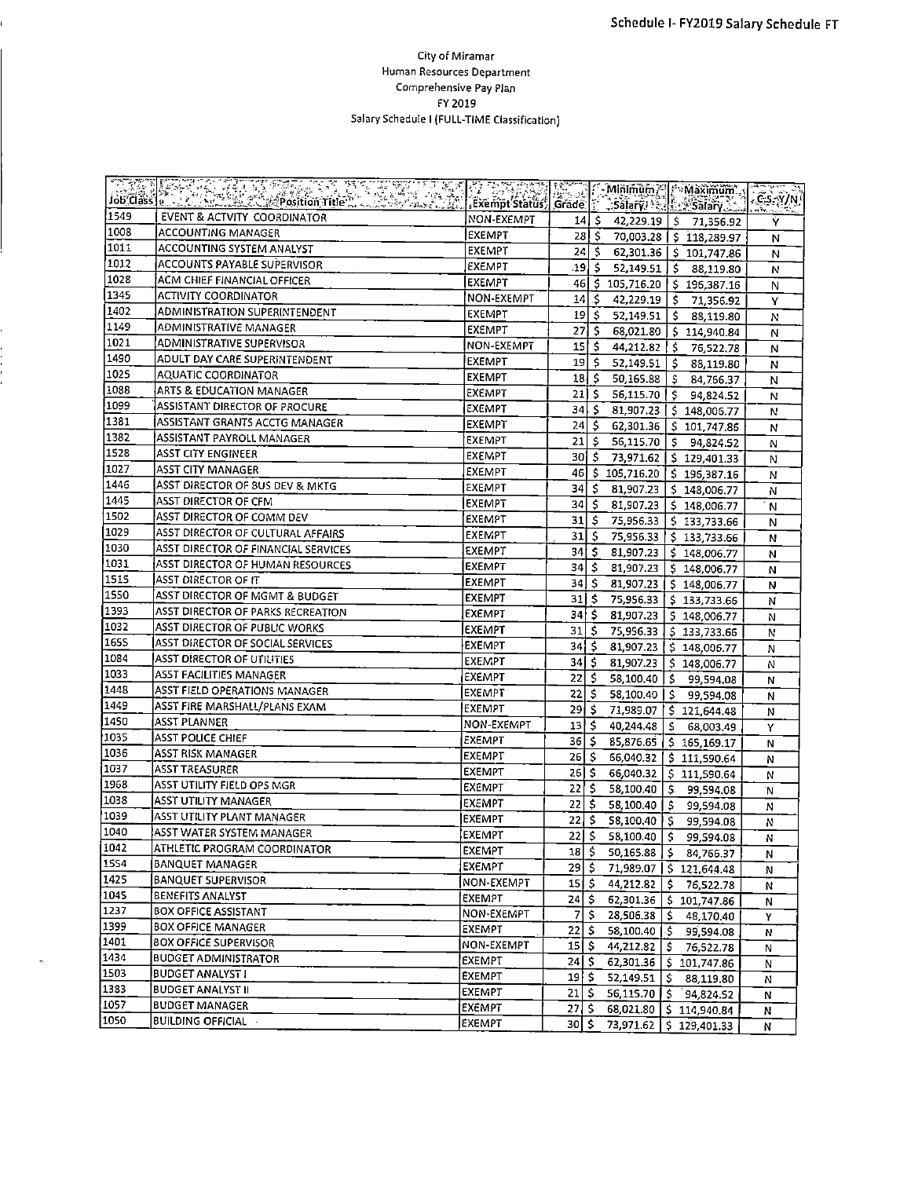Schedule I- FY2019 Salary Schedule FT

City of Miramar
Human Resources Department
Comprehensive Pay Plan
FY 2019
Salary Schedule I (FULL-TIME Classification)

| Job Class | Position Title | Exempt Status | Grade | Minimum Salary | Maximum Salary | C.S. Y/N |
|---|---|---|---|---|---|---|
| 1549 | EVENT & ACTVITY COORDINATOR | NON-EXEMPT | 14 | $ 42,229.19 | $ 71,356.92 | Y |
| 1008 | ACCOUNTING MANAGER | EXEMPT | 28 | $ 70,003.28 | $ 118,289.97 | N |
| 1011 | ACCOUNTING SYSTEM ANALYST | EXEMPT | 24 | $ 62,301.36 | $ 101,747.86 | N |
| 1012 | ACCOUNTS PAYABLE SUPERVISOR | EXEMPT | 19 | $ 52,149.51 | $ 88,119.80 | N |
| 1028 | ACM CHIEF FINANCIAL OFFICER | EXEMPT | 46 | $ 105,716.20 | $ 196,387.16 | N |
| 1345 | ACTIVITY COORDINATOR | NON-EXEMPT | 14 | $ 42,229.19 | $ 71,356.92 | Y |
| 1402 | ADMINISTRATION SUPERINTENDENT | EXEMPT | 19 | $ 52,149.51 | $ 88,119.80 | N |
| 1149 | ADMINISTRATIVE MANAGER | EXEMPT | 27 | $ 68,021.80 | $ 114,940.84 | N |
| 1021 | ADMINISTRATIVE SUPERVISOR | NON-EXEMPT | 15 | $ 44,212.82 | $ 76,522.78 | N |
| 1490 | ADULT DAY CARE SUPERINTENDENT | EXEMPT | 19 | $ 52,149.51 | $ 88,119.80 | N |
| 1025 | AQUATIC COORDINATOR | EXEMPT | 18 | $ 50,165.88 | $ 84,766.37 | N |
| 1088 | ARTS & EDUCATION MANAGER | EXEMPT | 21 | $ 56,115.70 | $ 94,824.52 | N |
| 1099 | ASSISTANT DIRECTOR OF PROCURE | EXEMPT | 34 | $ 81,907.23 | $ 148,006.77 | N |
| 1381 | ASSISTANT GRANTS ACCTG MANAGER | EXEMPT | 24 | $ 62,301.36 | $ 101,747.86 | N |
| 1382 | ASSISTANT PAYROLL MANAGER | EXEMPT | 21 | $ 56,115.70 | $ 94,824.52 | N |
| 1528 | ASST CITY ENGINEER | EXEMPT | 30 | $ 73,971.62 | $ 129,401.33 | N |
| 1027 | ASST CITY MANAGER | EXEMPT | 46 | $ 105,716.20 | $ 196,387.16 | N |
| 1446 | ASST DIRECTOR OF BUS DEV & MKTG | EXEMPT | 34 | $ 81,907.23 | $ 148,006.77 | N |
| 1445 | ASST DIRECTOR OF CFM | EXEMPT | 34 | $ 81,907.23 | $ 148,006.77 | N |
| 1502 | ASST DIRECTOR OF COMM DEV | EXEMPT | 31 | $ 75,956.33 | $ 133,733.66 | N |
| 1029 | ASST DIRECTOR OF CULTURAL AFFAIRS | EXEMPT | 31 | $ 75,956.33 | $ 133,733.66 | N |
| 1030 | ASST DIRECTOR OF FINANCIAL SERVICES | EXEMPT | 34 | $ 81,907.23 | $ 148,006.77 | N |
| 1031 | ASST DIRECTOR OF HUMAN RESOURCES | EXEMPT | 34 | $ 81,907.23 | $ 148,006.77 | N |
| 1515 | ASST DIRECTOR OF IT | EXEMPT | 34 | $ 81,907.23 | $ 148,006.77 | N |
| 1550 | ASST DIRECTOR OF MGMT & BUDGET | EXEMPT | 31 | $ 75,956.33 | $ 133,733.66 | N |
| 1393 | ASST DIRECTOR OF PARKS RECREATION | EXEMPT | 34 | $ 81,907.23 | $ 148,006.77 | N |
| 1032 | ASST DIRECTOR OF PUBLIC WORKS | EXEMPT | 31 | $ 75,956.33 | $ 133,733.66 | N |
| 1655 | ASST DIRECTOR OF SOCIAL SERVICES | EXEMPT | 34 | $ 81,907.23 | $ 148,006.77 | N |
| 1084 | ASST DIRECTOR OF UTILITIES | EXEMPT | 34 | $ 81,907.23 | $ 148,006.77 | N |
| 1033 | ASST FACILITIES MANAGER | EXEMPT | 22 | $ 58,100.40 | $ 99,594.08 | N |
| 1448 | ASST FIELD OPERATIONS MANAGER | EXEMPT | 22 | $ 58,100.40 | $ 99,594.08 | N |
| 1449 | ASST FIRE MARSHALL/PLANS EXAM | EXEMPT | 29 | $ 71,989.07 | $ 121,644.48 | N |
| 1450 | ASST PLANNER | NON-EXEMPT | 13 | $ 40,244.48 | $ 68,003.49 | Y |
| 1035 | ASST POLICE CHIEF | EXEMPT | 36 | $ 85,876.65 | $ 165,169.17 | N |
| 1036 | ASST RISK MANAGER | EXEMPT | 26 | $ 66,040.32 | $ 111,590.64 | N |
| 1037 | ASST TREASURER | EXEMPT | 26 | $ 66,040.32 | $ 111,590.64 | N |
| 1968 | ASST UTILITY FIELD OPS MGR | EXEMPT | 22 | $ 58,100.40 | $ 99,594.08 | N |
| 1038 | ASST UTILITY MANAGER | EXEMPT | 22 | $ 58,100.40 | $ 99,594.08 | N |
| 1039 | ASST UTILITY PLANT MANAGER | EXEMPT | 22 | $ 58,100.40 | $ 99,594.08 | N |
| 1040 | ASST WATER SYSTEM MANAGER | EXEMPT | 22 | $ 58,100.40 | $ 99,594.08 | N |
| 1042 | ATHLETIC PROGRAM COORDINATOR | EXEMPT | 18 | $ 50,165.88 | $ 84,766.37 | N |
| 1554 | BANQUET MANAGER | EXEMPT | 29 | $ 71,989.07 | $ 121,644.48 | N |
| 1425 | BANQUET SUPERVISOR | NON-EXEMPT | 15 | $ 44,212.82 | $ 76,522.78 | N |
| 1045 | BENEFITS ANALYST | EXEMPT | 24 | $ 62,301.36 | $ 101,747.86 | N |
| 1237 | BOX OFFICE ASSISTANT | NON-EXEMPT | 7 | $ 28,506.38 | $ 48,170.40 | Y |
| 1399 | BOX OFFICE MANAGER | EXEMPT | 22 | $ 58,100.40 | $ 99,594.08 | N |
| 1401 | BOX OFFICE SUPERVISOR | NON-EXEMPT | 15 | $ 44,212.82 | $ 76,522.78 | N |
| 1434 | BUDGET ADMINISTRATOR | EXEMPT | 24 | $ 62,301.36 | $ 101,747.86 | N |
| 1503 | BUDGET ANALYST I | EXEMPT | 19 | $ 52,149.51 | $ 88,119.80 | N |
| 1383 | BUDGET ANALYST II | EXEMPT | 21 | $ 56,115.70 | $ 94,824.52 | N |
| 1057 | BUDGET MANAGER | EXEMPT | 27 | $ 68,021.80 | $ 114,940.84 | N |
| 1050 | BUILDING OFFICIAL | EXEMPT | 30 | $ 73,971.62 | $ 129,401.33 | N |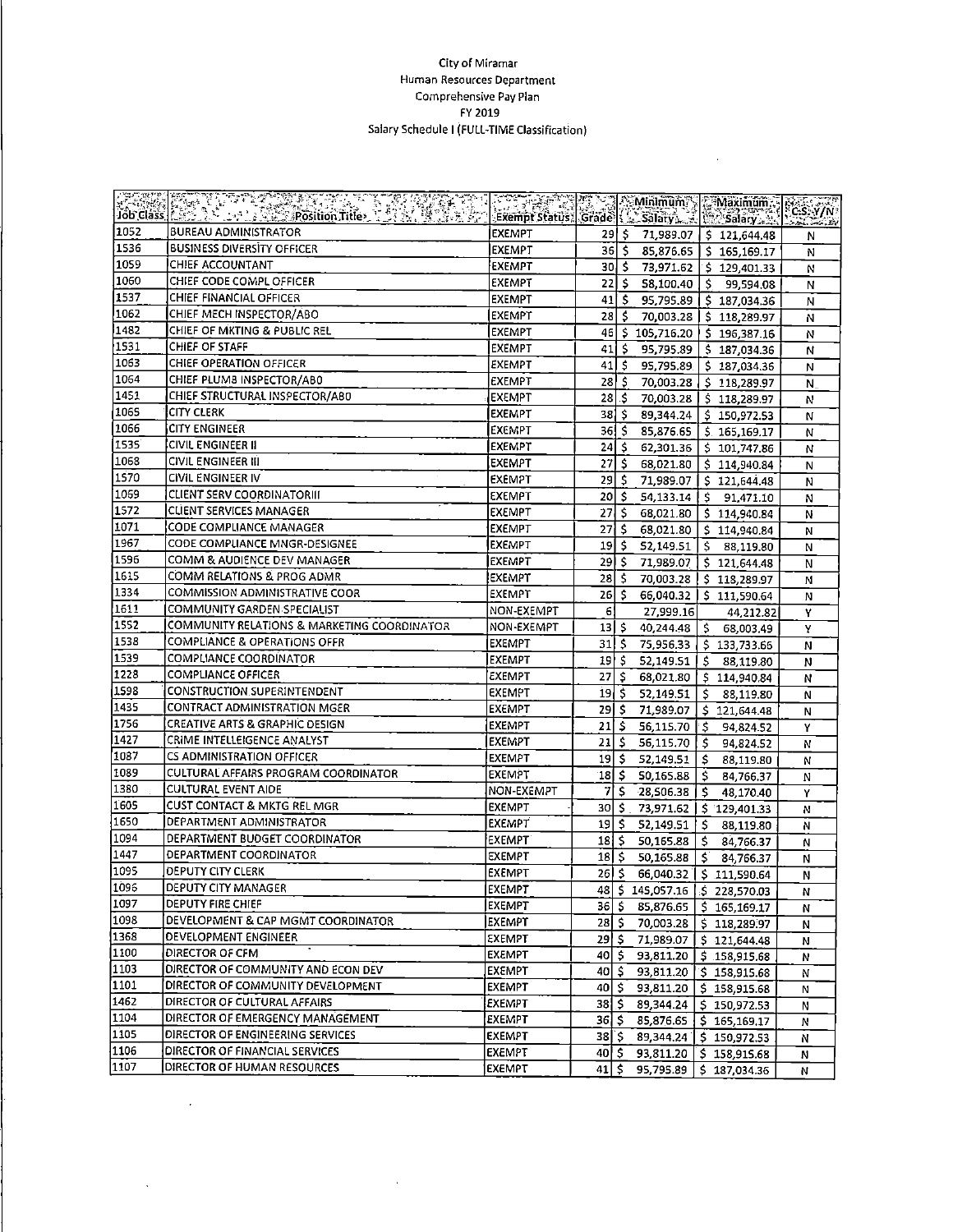City of Miramar
Human Resources Department
Comprehensive Pay Plan
FY 2019
Salary Schedule I (FULL-TIME Classification)

| Job Class | Position Title | Exempt Status | Grade | Minimum Salary | Maximum Salary | C.S. Y/N |
|---|---|---|---|---|---|---|
| 1052 | BUREAU ADMINISTRATOR | EXEMPT | 29 | $ 71,989.07 | $ 121,644.48 | N |
| 1536 | BUSINESS DIVERSITY OFFICER | EXEMPT | 36 | $ 85,876.65 | $ 165,169.17 | N |
| 1059 | CHIEF ACCOUNTANT | EXEMPT | 30 | $ 73,971.62 | $ 129,401.33 | N |
| 1060 | CHIEF CODE COMPL OFFICER | EXEMPT | 22 | $ 58,100.40 | $ 99,594.08 | N |
| 1537 | CHIEF FINANCIAL OFFICER | EXEMPT | 41 | $ 95,795.89 | $ 187,034.36 | N |
| 1062 | CHIEF MECH INSPECTOR/ABO | EXEMPT | 28 | $ 70,003.28 | $ 118,289.97 | N |
| 1482 | CHIEF OF MKTING & PUBLIC REL | EXEMPT | 46 | $ 105,716.20 | $ 196,387.16 | N |
| 1531 | CHIEF OF STAFF | EXEMPT | 41 | $ 95,795.89 | $ 187,034.36 | N |
| 1063 | CHIEF OPERATION OFFICER | EXEMPT | 41 | $ 95,795.89 | $ 187,034.36 | N |
| 1064 | CHIEF PLUMB INSPECTOR/ABO | EXEMPT | 28 | $ 70,003.28 | $ 118,289.97 | N |
| 1451 | CHIEF STRUCTURAL INSPECTOR/ABO | EXEMPT | 28 | $ 70,003.28 | $ 118,289.97 | N |
| 1065 | CITY CLERK | EXEMPT | 38 | $ 89,344.24 | $ 150,972.53 | N |
| 1066 | CITY ENGINEER | EXEMPT | 36 | $ 85,876.65 | $ 165,169.17 | N |
| 1535 | CIVIL ENGINEER II | EXEMPT | 24 | $ 62,301.36 | $ 101,747.86 | N |
| 1068 | CIVIL ENGINEER III | EXEMPT | 27 | $ 68,021.80 | $ 114,940.84 | N |
| 1570 | CIVIL ENGINEER IV | EXEMPT | 29 | $ 71,989.07 | $ 121,644.48 | N |
| 1069 | CLIENT SERV COORDINATORIII | EXEMPT | 20 | $ 54,133.14 | $ 91,471.10 | N |
| 1572 | CLIENT SERVICES MANAGER | EXEMPT | 27 | $ 68,021.80 | $ 114,940.84 | N |
| 1071 | CODE COMPLIANCE MANAGER | EXEMPT | 27 | $ 68,021.80 | $ 114,940.84 | N |
| 1967 | CODE COMPLIANCE MNGR-DESIGNEE | EXEMPT | 19 | $ 52,149.51 | $ 88,119.80 | N |
| 1596 | COMM & AUDIENCE DEV MANAGER | EXEMPT | 29 | $ 71,989.07 | $ 121,644.48 | N |
| 1615 | COMM RELATIONS & PROG ADMR | EXEMPT | 28 | $ 70,003.28 | $ 118,289.97 | N |
| 1334 | COMMISSION ADMINISTRATIVE COOR | EXEMPT | 26 | $ 66,040.32 | $ 111,590.64 | N |
| 1611 | COMMUNITY GARDEN SPECIALIST | NON-EXEMPT | 6 | 27,999.16 | 44,212.82 | Y |
| 1552 | COMMUNITY RELATIONS & MARKETING COORDINATOR | NON-EXEMPT | 13 | $ 40,244.48 | $ 68,003.49 | Y |
| 1538 | COMPLIANCE & OPERATIONS OFFR | EXEMPT | 31 | $ 75,956.33 | $ 133,733.66 | N |
| 1539 | COMPLIANCE COORDINATOR | EXEMPT | 19 | $ 52,149.51 | $ 88,119.80 | N |
| 1228 | COMPLIANCE OFFICER | EXEMPT | 27 | $ 68,021.80 | $ 114,940.84 | N |
| 1598 | CONSTRUCTION SUPERINTENDENT | EXEMPT | 19 | $ 52,149.51 | $ 88,119.80 | N |
| 1435 | CONTRACT ADMINISTRATION MGER | EXEMPT | 29 | $ 71,989.07 | $ 121,644.48 | N |
| 1756 | CREATIVE ARTS & GRAPHIC DESIGN | EXEMPT | 21 | $ 56,115.70 | $ 94,824.52 | Y |
| 1427 | CRIME INTELLEIGENCE ANALYST | EXEMPT | 21 | $ 56,115.70 | $ 94,824.52 | N |
| 1087 | CS ADMINISTRATION OFFICER | EXEMPT | 19 | $ 52,149.51 | $ 88,119.80 | N |
| 1089 | CULTURAL AFFAIRS PROGRAM COORDINATOR | EXEMPT | 18 | $ 50,165.88 | $ 84,766.37 | N |
| 1380 | CULTURAL EVENT AIDE | NON-EXEMPT | 7 | $ 28,506.38 | $ 48,170.40 | Y |
| 1605 | CUST CONTACT & MKTG REL MGR | EXEMPT | 30 | $ 73,971.62 | $ 129,401.33 | N |
| 1650 | DEPARTMENT ADMINISTRATOR | EXEMPT | 19 | $ 52,149.51 | $ 88,119.80 | N |
| 1094 | DEPARTMENT BUDGET COORDINATOR | EXEMPT | 18 | $ 50,165.88 | $ 84,766.37 | N |
| 1447 | DEPARTMENT COORDINATOR | EXEMPT | 18 | $ 50,165.88 | $ 84,766.37 | N |
| 1095 | DEPUTY CITY CLERK | EXEMPT | 26 | $ 66,040.32 | $ 111,590.64 | N |
| 1096 | DEPUTY CITY MANAGER | EXEMPT | 48 | $ 145,057.16 | $ 228,570.03 | N |
| 1097 | DEPUTY FIRE CHIEF | EXEMPT | 36 | $ 85,876.65 | $ 165,169.17 | N |
| 1098 | DEVELOPMENT & CAP MGMT COORDINATOR | EXEMPT | 28 | $ 70,003.28 | $ 118,289.97 | N |
| 1368 | DEVELOPMENT ENGINEER | EXEMPT | 29 | $ 71,989.07 | $ 121,644.48 | N |
| 1100 | DIRECTOR OF CFM | EXEMPT | 40 | $ 93,811.20 | $ 158,915.68 | N |
| 1103 | DIRECTOR OF COMMUNITY AND ECON DEV | EXEMPT | 40 | $ 93,811.20 | $ 158,915.68 | N |
| 1101 | DIRECTOR OF COMMUNITY DEVELOPMENT | EXEMPT | 40 | $ 93,811.20 | $ 158,915.68 | N |
| 1462 | DIRECTOR OF CULTURAL AFFAIRS | EXEMPT | 38 | $ 89,344.24 | $ 150,972.53 | N |
| 1104 | DIRECTOR OF EMERGENCY MANAGEMENT | EXEMPT | 36 | $ 85,876.65 | $ 165,169.17 | N |
| 1105 | DIRECTOR OF ENGINEERING SERVICES | EXEMPT | 38 | $ 89,344.24 | $ 150,972.53 | N |
| 1106 | DIRECTOR OF FINANCIAL SERVICES | EXEMPT | 40 | $ 93,811.20 | $ 158,915.68 | N |
| 1107 | DIRECTOR OF HUMAN RESOURCES | EXEMPT | 41 | $ 95,795.89 | $ 187,034.36 | N |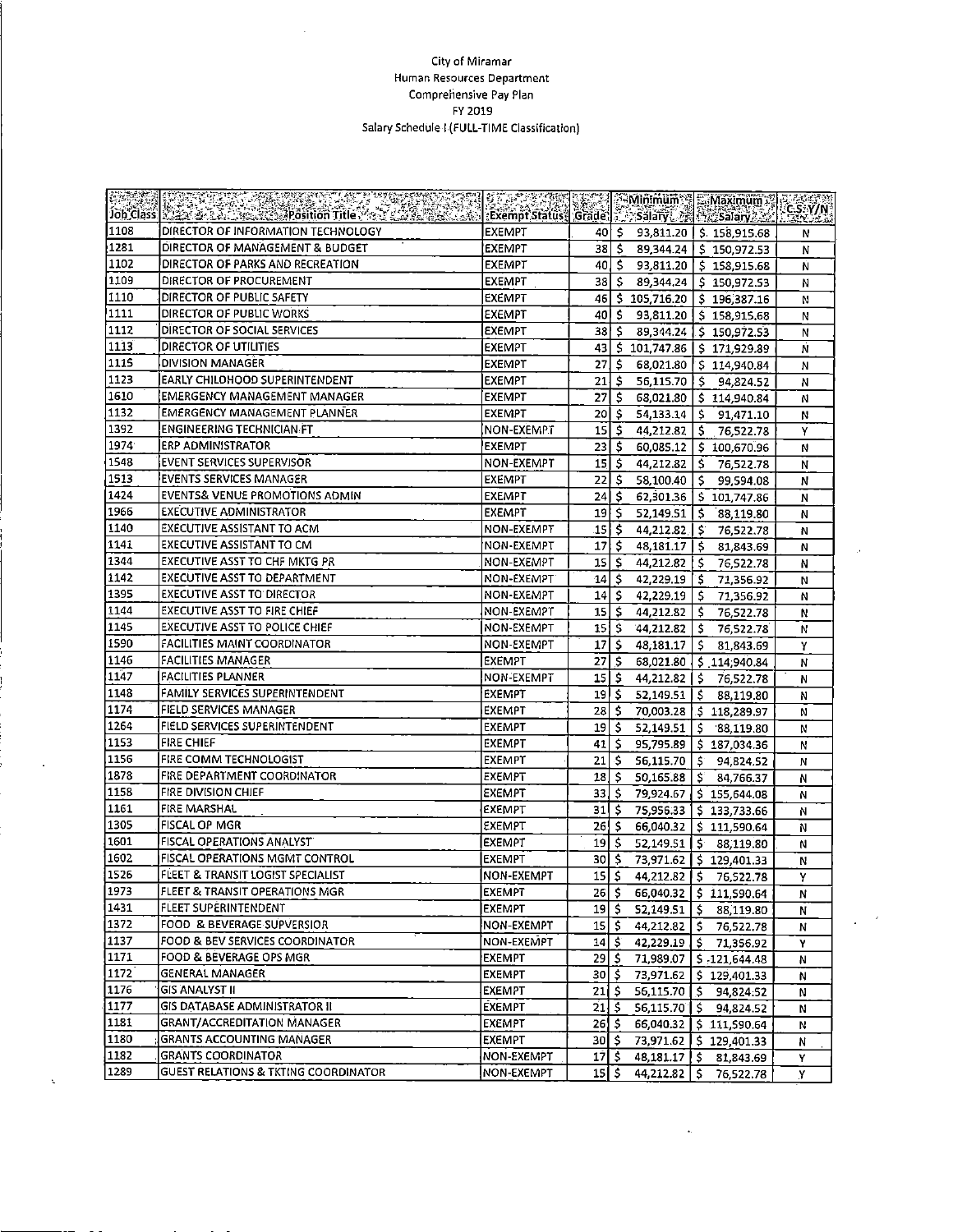City of Miramar
Human Resources Department
Comprehensive Pay Plan
FY 2019
Salary Schedule I (FULL-TIME Classification)

| Job Class | Position Title | Exempt Status | Grade | Minimum Salary | Maximum Salary | C.S. Y/N |
|---|---|---|---|---|---|---|
| 1108 | DIRECTOR OF INFORMATION TECHNOLOGY | EXEMPT | 40 | $ 93,811.20 | $ 158,915.68 | N |
| 1281 | DIRECTOR OF MANAGEMENT & BUDGET | EXEMPT | 38 | $ 89,344.24 | $ 150,972.53 | N |
| 1102 | DIRECTOR OF PARKS AND RECREATION | EXEMPT | 40 | $ 93,811.20 | $ 158,915.68 | N |
| 1109 | DIRECTOR OF PROCUREMENT | EXEMPT | 38 | $ 89,344.24 | $ 150,972.53 | N |
| 1110 | DIRECTOR OF PUBLIC SAFETY | EXEMPT | 46 | $ 105,716.20 | $ 196,387.16 | N |
| 1111 | DIRECTOR OF PUBLIC WORKS | EXEMPT | 40 | $ 93,811.20 | $ 158,915.68 | N |
| 1112 | DIRECTOR OF SOCIAL SERVICES | EXEMPT | 38 | $ 89,344.24 | $ 150,972.53 | N |
| 1113 | DIRECTOR OF UTILITIES | EXEMPT | 43 | $ 101,747.86 | $ 171,929.89 | N |
| 1115 | DIVISION MANAGER | EXEMPT | 27 | $ 68,021.80 | $ 114,940.84 | N |
| 1123 | EARLY CHILDHOOD SUPERINTENDENT | EXEMPT | 21 | $ 56,115.70 | $ 94,824.52 | N |
| 1610 | EMERGENCY MANAGEMENT MANAGER | EXEMPT | 27 | $ 68,021.80 | $ 114,940.84 | N |
| 1132 | EMERGENCY MANAGEMENT PLANNER | EXEMPT | 20 | $ 54,133.14 | $ 91,471.10 | N |
| 1392 | ENGINEERING TECHNICIAN-FT | NON-EXEMPT | 15 | $ 44,212.82 | $ 76,522.78 | Y |
| 1974 | ERP ADMINISTRATOR | EXEMPT | 23 | $ 60,085.12 | $ 100,670.96 | N |
| 1548 | EVENT SERVICES SUPERVISOR | NON-EXEMPT | 15 | $ 44,212.82 | $ 76,522.78 | N |
| 1513 | EVENTS SERVICES MANAGER | EXEMPT | 22 | $ 58,100.40 | $ 99,594.08 | N |
| 1424 | EVENTS& VENUE PROMOTIONS ADMIN | EXEMPT | 24 | $ 62,301.36 | $ 101,747.86 | N |
| 1966 | EXECUTIVE ADMINISTRATOR | EXEMPT | 19 | $ 52,149.51 | $ 88,119.80 | N |
| 1140 | EXECUTIVE ASSISTANT TO ACM | NON-EXEMPT | 15 | $ 44,212.82 | $ 76,522.78 | N |
| 1141 | EXECUTIVE ASSISTANT TO CM | NON-EXEMPT | 17 | $ 48,181.17 | $ 81,843.69 | N |
| 1344 | EXECUTIVE ASST TO CHF MKTG PR | NON-EXEMPT | 15 | $ 44,212.82 | $ 76,522.78 | N |
| 1142 | EXECUTIVE ASST TO DEPARTMENT | NON-EXEMPT | 14 | $ 42,229.19 | $ 71,356.92 | N |
| 1395 | EXECUTIVE ASST TO DIRECTOR | NON-EXEMPT | 14 | $ 42,229.19 | $ 71,356.92 | N |
| 1144 | EXECUTIVE ASST TO FIRE CHIEF | NON-EXEMPT | 15 | $ 44,212.82 | $ 76,522.78 | N |
| 1145 | EXECUTIVE ASST TO POLICE CHIEF | NON-EXEMPT | 15 | $ 44,212.82 | $ 76,522.78 | N |
| 1590 | FACILITIES MAINT COORDINATOR | NON-EXEMPT | 17 | $ 48,181.17 | $ 81,843.69 | Y |
| 1146 | FACILITIES MANAGER | EXEMPT | 27 | $ 68,021.80 | $ 114,940.84 | N |
| 1147 | FACILITIES PLANNER | NON-EXEMPT | 15 | $ 44,212.82 | $ 76,522.78 | N |
| 1148 | FAMILY SERVICES SUPERINTENDENT | EXEMPT | 19 | $ 52,149.51 | $ 88,119.80 | N |
| 1174 | FIELD SERVICES MANAGER | EXEMPT | 28 | $ 70,003.28 | $ 118,289.97 | N |
| 1264 | FIELD SERVICES SUPERINTENDENT | EXEMPT | 19 | $ 52,149.51 | $ 88,119.80 | N |
| 1153 | FIRE CHIEF | EXEMPT | 41 | $ 95,795.89 | $ 187,034.36 | N |
| 1156 | FIRE COMM TECHNOLOGIST | EXEMPT | 21 | $ 56,115.70 | $ 94,824.52 | N |
| 1878 | FIRE DEPARTMENT COORDINATOR | EXEMPT | 18 | $ 50,165.88 | $ 84,766.37 | N |
| 1158 | FIRE DIVISION CHIEF | EXEMPT | 33 | $ 79,924.67 | $ 155,644.08 | N |
| 1161 | FIRE MARSHAL | EXEMPT | 31 | $ 75,956.33 | $ 133,733.66 | N |
| 1305 | FISCAL OP MGR | EXEMPT | 26 | $ 66,040.32 | $ 111,590.64 | N |
| 1601 | FISCAL OPERATIONS ANALYST | EXEMPT | 19 | $ 52,149.51 | $ 88,119.80 | N |
| 1602 | FISCAL OPERATIONS MGMT CONTROL | EXEMPT | 30 | $ 73,971.62 | $ 129,401.33 | N |
| 1526 | FLEET & TRANSIT LOGIST SPECIALIST | NON-EXEMPT | 15 | $ 44,212.82 | $ 76,522.78 | Y |
| 1973 | FLEET & TRANSIT OPERATIONS MGR | EXEMPT | 26 | $ 66,040.32 | $ 111,590.64 | N |
| 1431 | FLEET SUPERINTENDENT | EXEMPT | 19 | $ 52,149.51 | $ 88,119.80 | N |
| 1372 | FOOD & BEVERAGE SUPVERSIOR | NON-EXEMPT | 15 | $ 44,212.82 | $ 76,522.78 | N |
| 1137 | FOOD & BEV SERVICES COORDINATOR | NON-EXEMPT | 14 | $ 42,229.19 | $ 71,356.92 | Y |
| 1171 | FOOD & BEVERAGE OPS MGR | EXEMPT | 29 | $ 71,989.07 | $ 121,644.48 | N |
| 1172 | GENERAL MANAGER | EXEMPT | 30 | $ 73,971.62 | $ 129,401.33 | N |
| 1176 | GIS ANALYST II | EXEMPT | 21 | $ 56,115.70 | $ 94,824.52 | N |
| 1177 | GIS DATABASE ADMINISTRATOR II | EXEMPT | 21 | $ 56,115.70 | $ 94,824.52 | N |
| 1181 | GRANT/ACCREDITATION MANAGER | EXEMPT | 26 | $ 66,040.32 | $ 111,590.64 | N |
| 1180 | GRANTS ACCOUNTING MANAGER | EXEMPT | 30 | $ 73,971.62 | $ 129,401.33 | N |
| 1182 | GRANTS COORDINATOR | NON-EXEMPT | 17 | $ 48,181.17 | $ 81,843.69 | Y |
| 1289 | GUEST RELATIONS & TKTING COORDINATOR | NON-EXEMPT | 15 | $ 44,212.82 | $ 76,522.78 | Y |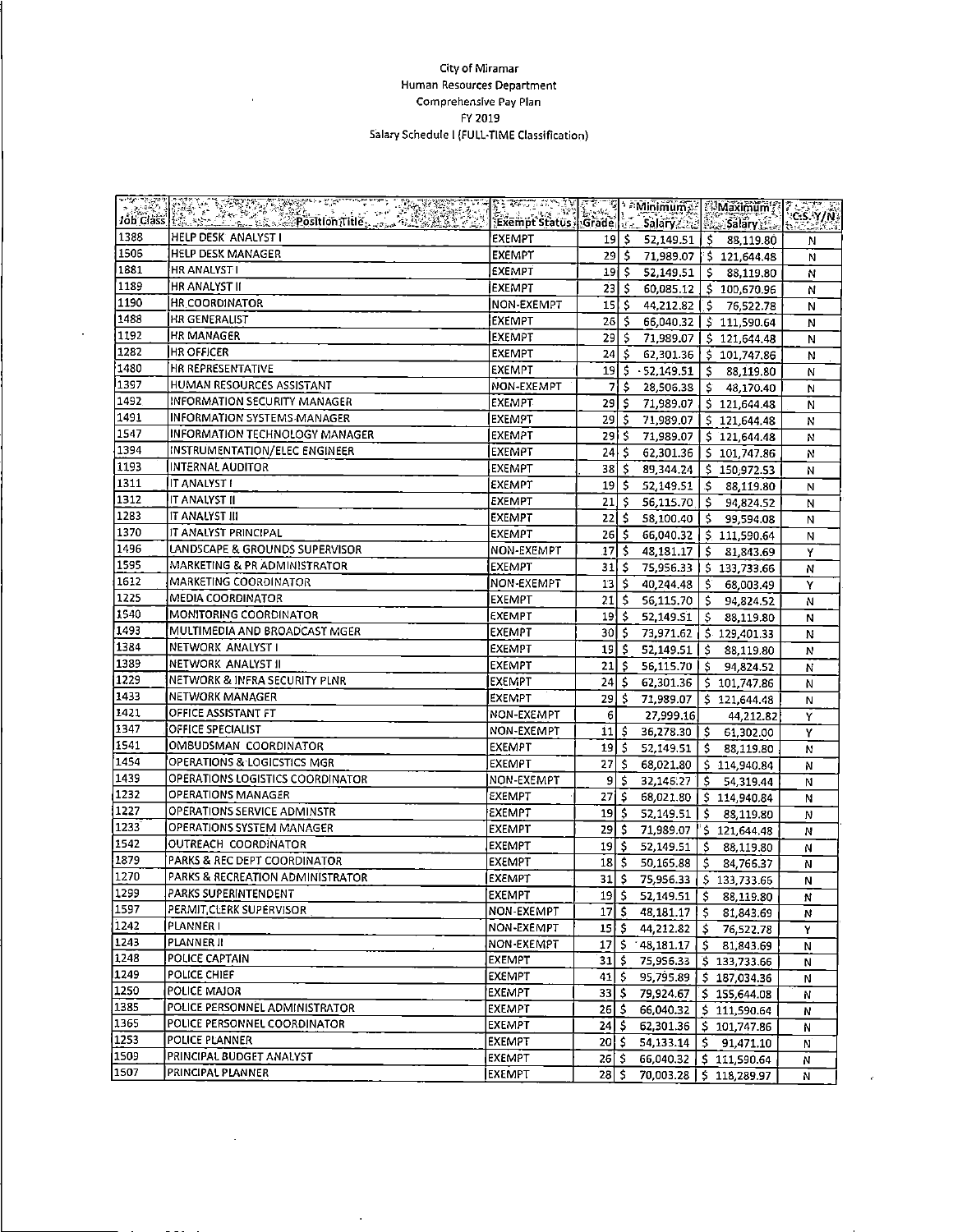City of Miramar
Human Resources Department
Comprehensive Pay Plan
FY 2019
Salary Schedule I (FULL-TIME Classification)

| Job Class | Position Title | Exempt Status | Grade | Minimum Salary | Maximum Salary | C.S. Y/N |
|---|---|---|---|---|---|---|
| 1388 | HELP DESK ANALYST I | EXEMPT | 19 | $ 52,149.51 | $ 88,119.80 | N |
| 1506 | HELP DESK MANAGER | EXEMPT | 29 | $ 71,989.07 | $ 121,644.48 | N |
| 1881 | HR ANALYST I | EXEMPT | 19 | $ 52,149.51 | $ 88,119.80 | N |
| 1189 | HR ANALYST II | EXEMPT | 23 | $ 60,085.12 | $ 100,670.96 | N |
| 1190 | HR COORDINATOR | NON-EXEMPT | 15 | $ 44,212.82 | $ 76,522.78 | N |
| 1488 | HR GENERALIST | EXEMPT | 26 | $ 66,040.32 | $ 111,590.64 | N |
| 1192 | HR MANAGER | EXEMPT | 29 | $ 71,989.07 | $ 121,644.48 | N |
| 1282 | HR OFFICER | EXEMPT | 24 | $ 62,301.36 | $ 101,747.86 | N |
| 1480 | HR REPRESENTATIVE | EXEMPT | 19 | $ 52,149.51 | $ 88,119.80 | N |
| 1397 | HUMAN RESOURCES ASSISTANT | NON-EXEMPT | 7 | $ 28,506.38 | $ 48,170.40 | N |
| 1492 | INFORMATION SECURITY MANAGER | EXEMPT | 29 | $ 71,989.07 | $ 121,644.48 | N |
| 1491 | INFORMATION SYSTEMS MANAGER | EXEMPT | 29 | $ 71,989.07 | $ 121,644.48 | N |
| 1547 | INFORMATION TECHNOLOGY MANAGER | EXEMPT | 29 | $ 71,989.07 | $ 121,644.48 | N |
| 1394 | INSTRUMENTATION/ELEC ENGINEER | EXEMPT | 24 | $ 62,301.36 | $ 101,747.86 | N |
| 1193 | INTERNAL AUDITOR | EXEMPT | 38 | $ 89,344.24 | $ 150,972.53 | N |
| 1311 | IT ANALYST I | EXEMPT | 19 | $ 52,149.51 | $ 88,119.80 | N |
| 1312 | IT ANALYST II | EXEMPT | 21 | $ 56,115.70 | $ 94,824.52 | N |
| 1283 | IT ANALYST III | EXEMPT | 22 | $ 58,100.40 | $ 99,594.08 | N |
| 1370 | IT ANALYST PRINCIPAL | EXEMPT | 26 | $ 66,040.32 | $ 111,590.64 | N |
| 1496 | LANDSCAPE & GROUNDS SUPERVISOR | NON-EXEMPT | 17 | $ 48,181.17 | $ 81,843.69 | Y |
| 1595 | MARKETING & PR ADMINISTRATOR | EXEMPT | 31 | $ 75,956.33 | $ 133,733.66 | N |
| 1612 | MARKETING COORDINATOR | NON-EXEMPT | 13 | $ 40,244.48 | $ 68,003.49 | Y |
| 1225 | MEDIA COORDINATOR | EXEMPT | 21 | $ 56,115.70 | $ 94,824.52 | N |
| 1540 | MONITORING COORDINATOR | EXEMPT | 19 | $ 52,149.51 | $ 88,119.80 | N |
| 1493 | MULTIMEDIA AND BROADCAST MGER | EXEMPT | 30 | $ 73,971.62 | $ 129,401.33 | N |
| 1384 | NETWORK ANALYST I | EXEMPT | 19 | $ 52,149.51 | $ 88,119.80 | N |
| 1389 | NETWORK ANALYST II | EXEMPT | 21 | $ 56,115.70 | $ 94,824.52 | N |
| 1229 | NETWORK & INFRA SECURITY PLNR | EXEMPT | 24 | $ 62,301.36 | $ 101,747.86 | N |
| 1433 | NETWORK MANAGER | EXEMPT | 29 | $ 71,989.07 | $ 121,644.48 | N |
| 1421 | OFFICE ASSISTANT FT | NON-EXEMPT | 6 | 27,999.16 | 44,212.82 | Y |
| 1347 | OFFICE SPECIALIST | NON-EXEMPT | 11 | $ 36,278.30 | $ 61,302.00 | Y |
| 1541 | OMBUDSMAN COORDINATOR | EXEMPT | 19 | $ 52,149.51 | $ 88,119.80 | N |
| 1454 | OPERATIONS & LOGICSTICS MGR | EXEMPT | 27 | $ 68,021.80 | $ 114,940.84 | N |
| 1439 | OPERATIONS LOGISTICS COORDINATOR | NON-EXEMPT | 9 | $ 32,146.27 | $ 54,319.44 | N |
| 1232 | OPERATIONS MANAGER | EXEMPT | 27 | $ 68,021.80 | $ 114,940.84 | N |
| 1227 | OPERATIONS SERVICE ADMINSTR | EXEMPT | 19 | $ 52,149.51 | $ 88,119.80 | N |
| 1233 | OPERATIONS SYSTEM MANAGER | EXEMPT | 29 | $ 71,989.07 | $ 121,644.48 | N |
| 1542 | OUTREACH COORDINATOR | EXEMPT | 19 | $ 52,149.51 | $ 88,119.80 | N |
| 1879 | PARKS & REC DEPT COORDINATOR | EXEMPT | 18 | $ 50,165.88 | $ 84,766.37 | N |
| 1270 | PARKS & RECREATION ADMINISTRATOR | EXEMPT | 31 | $ 75,956.33 | $ 133,733.66 | N |
| 1299 | PARKS SUPERINTENDENT | EXEMPT | 19 | $ 52,149.51 | $ 88,119.80 | N |
| 1597 | PERMIT,CLERK SUPERVISOR | NON-EXEMPT | 17 | $ 48,181.17 | $ 81,843.69 | N |
| 1242 | PLANNER I | NON-EXEMPT | 15 | $ 44,212.82 | $ 76,522.78 | Y |
| 1243 | PLANNER II | NON-EXEMPT | 17 | $ 48,181.17 | $ 81,843.69 | N |
| 1248 | POLICE CAPTAIN | EXEMPT | 31 | $ 75,956.33 | $ 133,733.66 | N |
| 1249 | POLICE CHIEF | EXEMPT | 41 | $ 95,795.89 | $ 187,034.36 | N |
| 1250 | POLICE MAJOR | EXEMPT | 33 | $ 79,924.67 | $ 155,644.08 | N |
| 1385 | POLICE PERSONNEL ADMINISTRATOR | EXEMPT | 26 | $ 66,040.32 | $ 111,590.64 | N |
| 1365 | POLICE PERSONNEL COORDINATOR | EXEMPT | 24 | $ 62,301.36 | $ 101,747.86 | N |
| 1253 | POLICE PLANNER | EXEMPT | 20 | $ 54,133.14 | $ 91,471.10 | N |
| 1509 | PRINCIPAL BUDGET ANALYST | EXEMPT | 26 | $ 66,040.32 | $ 111,590.64 | N |
| 1507 | PRINCIPAL PLANNER | EXEMPT | 28 | $ 70,003.28 | $ 118,289.97 | N |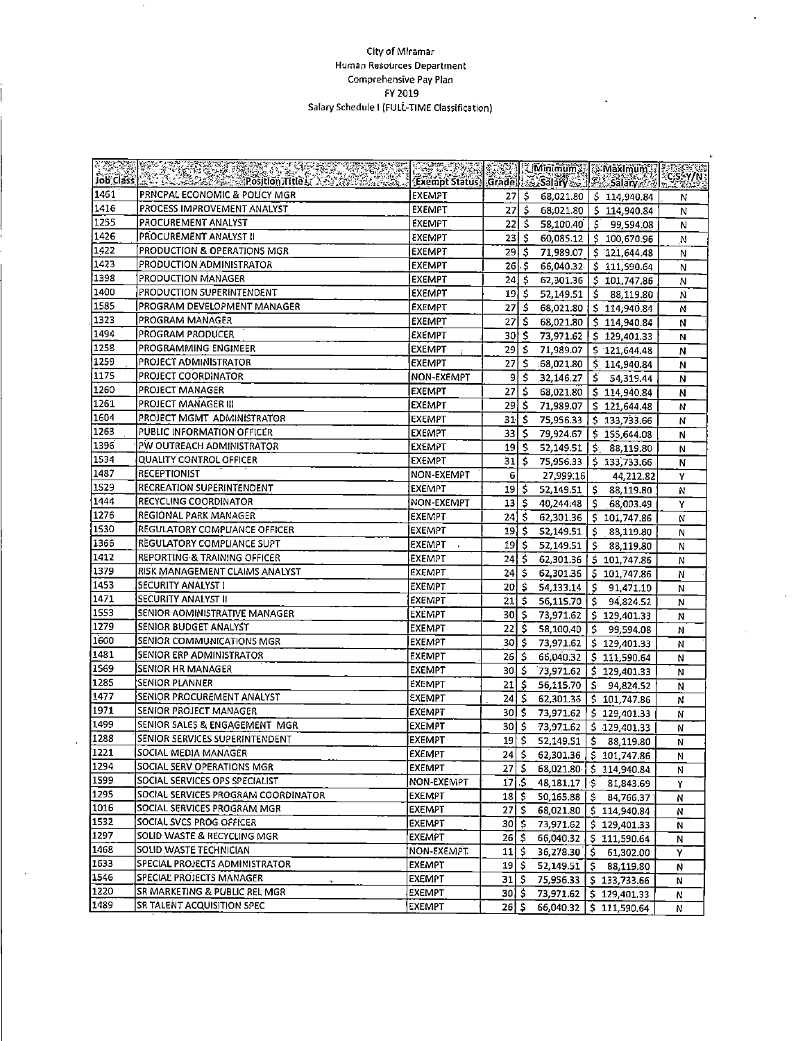City of Miramar
Human Resources Department
Comprehensive Pay Plan
FY 2019
Salary Schedule I (FULL-TIME Classification)

| Job Class | Position Title | Exempt Status | Grade | Minimum Salary | Maximum Salary | CS-Y/N |
|---|---|---|---|---|---|---|
| 1461 | PRNCPAL ECONOMIC & POLICY MGR | EXEMPT | 27 | $ 68,021.80 | $ 114,940.84 | N |
| 1416 | PROCESS IMPROVEMENT ANALYST | EXEMPT | 27 | $ 68,021.80 | $ 114,940.84 | N |
| 1255 | PROCUREMENT ANALYST | EXEMPT | 22 | $ 58,100.40 | $ 99,594.08 | N |
| 1426 | PROCUREMENT ANALYST II | EXEMPT | 23 | $ 60,085.12 | $ 100,670.96 | N |
| 1422 | PRODUCTION & OPERATIONS MGR | EXEMPT | 29 | $ 71,989.07 | $ 121,644.48 | N |
| 1423 | PRODUCTION ADMINISTRATOR | EXEMPT | 26 | $ 66,040.32 | $ 111,590.64 | N |
| 1398 | PRODUCTION MANAGER | EXEMPT | 24 | $ 62,301.36 | $ 101,747.86 | N |
| 1400 | PRODUCTION SUPERINTENDENT | EXEMPT | 19 | $ 52,149.51 | $ 88,119.80 | N |
| 1585 | PROGRAM DEVELOPMENT MANAGER | EXEMPT | 27 | $ 68,021.80 | $ 114,940.84 | N |
| 1323 | PROGRAM MANAGER | EXEMPT | 27 | $ 68,021.80 | $ 114,940.84 | N |
| 1494 | PROGRAM PRODUCER | EXEMPT | 30 | $ 73,971.62 | $ 129,401.33 | N |
| 1258 | PROGRAMMING ENGINEER | EXEMPT | 29 | $ 71,989.07 | $ 121,644.48 | N |
| 1259 | PROJECT ADMINISTRATOR | EXEMPT | 27 | $ 68,021.80 | $ 114,940.84 | N |
| 1175 | PROJECT COORDINATOR | NON-EXEMPT | 9 | $ 32,146.27 | $ 54,319.44 | N |
| 1260 | PROJECT MANAGER | EXEMPT | 27 | $ 68,021.80 | $ 114,940.84 | N |
| 1261 | PROJECT MANAGER III | EXEMPT | 29 | $ 71,989.07 | $ 121,644.48 | N |
| 1604 | PROJECT MGMT ADMINISTRATOR | EXEMPT | 31 | $ 75,956.33 | $ 133,733.66 | N |
| 1263 | PUBLIC INFORMATION OFFICER | EXEMPT | 33 | $ 79,924.67 | $ 155,644.08 | N |
| 1396 | PW OUTREACH ADMINISTRATOR | EXEMPT | 19 | $ 52,149.51 | $ 88,119.80 | N |
| 1534 | QUALITY CONTROL OFFICER | EXEMPT | 31 | $ 75,956.33 | $ 133,733.66 | N |
| 1487 | RECEPTIONIST | NON-EXEMPT | 6 | 27,999.16 | 44,212.82 | Y |
| 1529 | RECREATION SUPERINTENDENT | EXEMPT | 19 | $ 52,149.51 | $ 88,119.80 | N |
| 1444 | RECYCLING COORDINATOR | NON-EXEMPT | 13 | $ 40,244.48 | $ 68,003.49 | Y |
| 1276 | REGIONAL PARK MANAGER | EXEMPT | 24 | $ 62,301.36 | $ 101,747.86 | N |
| 1530 | REGULATORY COMPLIANCE OFFICER | EXEMPT | 19 | $ 52,149.51 | $ 88,119.80 | N |
| 1366 | REGULATORY COMPLIANCE SUPT | EXEMPT | 19 | $ 52,149.51 | $ 88,119.80 | N |
| 1412 | REPORTING & TRAINING OFFICER | EXEMPT | 24 | $ 62,301.36 | $ 101,747.86 | N |
| 1379 | RISK MANAGEMENT CLAIMS ANALYST | EXEMPT | 24 | $ 62,301.36 | $ 101,747.86 | N |
| 1453 | SECURITY ANALYST I | EXEMPT | 20 | $ 54,133.14 | $ 91,471.10 | N |
| 1471 | SECURITY ANALYST II | EXEMPT | 21 | $ 56,115.70 | $ 94,824.52 | N |
| 1553 | SENIOR ADMINISTRATIVE MANAGER | EXEMPT | 30 | $ 73,971.62 | $ 129,401.33 | N |
| 1279 | SENIOR BUDGET ANALYST | EXEMPT | 22 | $ 58,100.40 | $ 99,594.08 | N |
| 1600 | SENIOR COMMUNICATIONS MGR | EXEMPT | 30 | $ 73,971.62 | $ 129,401.33 | N |
| 1481 | SENIOR ERP ADMINISTRATOR | EXEMPT | 26 | $ 66,040.32 | $ 111,590.64 | N |
| 1569 | SENIOR HR MANAGER | EXEMPT | 30 | $ 73,971.62 | $ 129,401.33 | N |
| 1285 | SENIOR PLANNER | EXEMPT | 21 | $ 56,115.70 | $ 94,824.52 | N |
| 1477 | SENIOR PROCUREMENT ANALYST | EXEMPT | 24 | $ 62,301.36 | $ 101,747.86 | N |
| 1971 | SENIOR PROJECT MANAGER | EXEMPT | 30 | $ 73,971.62 | $ 129,401.33 | N |
| 1499 | SENIOR SALES & ENGAGEMENT MGR | EXEMPT | 30 | $ 73,971.62 | $ 129,401.33 | N |
| 1288 | SENIOR SERVICES SUPERINTENDENT | EXEMPT | 19 | $ 52,149.51 | $ 88,119.80 | N |
| 1221 | SOCIAL MEDIA MANAGER | EXEMPT | 24 | $ 62,301.36 | $ 101,747.86 | N |
| 1294 | SOCIAL SERV OPERATIONS MGR | EXEMPT | 27 | $ 68,021.80 | $ 114,940.84 | N |
| 1599 | SOCIAL SERVICES OPS SPECIALIST | NON-EXEMPT | 17 | $ 48,181.17 | $ 81,843.69 | Y |
| 1295 | SOCIAL SERVICES PROGRAM COORDINATOR | EXEMPT | 18 | $ 50,165.88 | $ 84,766.37 | N |
| 1016 | SOCIAL SERVICES PROGRAM MGR | EXEMPT | 27 | $ 68,021.80 | $ 114,940.84 | N |
| 1532 | SOCIAL SVCS PROG OFFICER | EXEMPT | 30 | $ 73,971.62 | $ 129,401.33 | N |
| 1297 | SOLID WASTE & RECYCLING MGR | EXEMPT | 26 | $ 66,040.32 | $ 111,590.64 | N |
| 1468 | SOLID WASTE TECHNICIAN | NON-EXEMPT | 11 | $ 36,278.30 | $ 61,302.00 | Y |
| 1633 | SPECIAL PROJECTS ADMINISTRATOR | EXEMPT | 19 | $ 52,149.51 | $ 88,119.80 | N |
| 1546 | SPECIAL PROJECTS MANAGER | EXEMPT | 31 | $ 75,956.33 | $ 133,733.66 | N |
| 1220 | SR MARKETING & PUBLIC REL MGR | EXEMPT | 30 | $ 73,971.62 | $ 129,401.33 | N |
| 1489 | SR TALENT ACQUISITION SPEC | EXEMPT | 26 | $ 66,040.32 | $ 111,590.64 | N |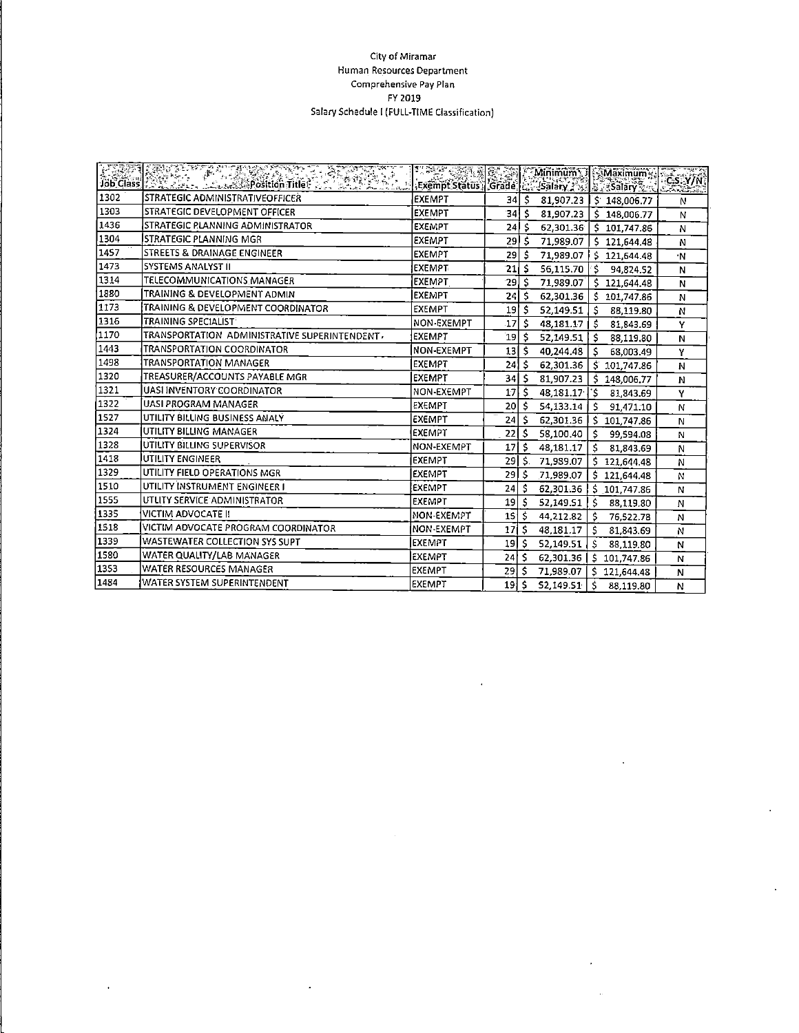City of Miramar
Human Resources Department
Comprehensive Pay Plan
FY 2019
Salary Schedule I (FULL-TIME Classification)

| Job Class | Position Title | Exempt Status | Grade | Minimum Salary | Maximum Salary | C.S. Y/N |
|---|---|---|---|---|---|---|
| 1302 | STRATEGIC ADMINISTRATIVEOFFICER | EXEMPT | 34 | $ 81,907.23 | $ 148,006.77 | N |
| 1303 | STRATEGIC DEVELOPMENT OFFICER | EXEMPT | 34 | $ 81,907.23 | $ 148,006.77 | N |
| 1436 | STRATEGIC PLANNING ADMINISTRATOR | EXEMPT | 24 | $ 62,301.36 | $ 101,747.86 | N |
| 1304 | STRATEGIC PLANNING MGR | EXEMPT | 29 | $ 71,989.07 | $ 121,644.48 | N |
| 1457 | STREETS & DRAINAGE ENGINEER | EXEMPT | 29 | $ 71,989.07 | $ 121,644.48 | N |
| 1473 | SYSTEMS ANALYST II | EXEMPT | 21 | $ 56,115.70 | $ 94,824.52 | N |
| 1314 | TELECOMMUNICATIONS MANAGER | EXEMPT | 29 | $ 71,989.07 | $ 121,644.48 | N |
| 1880 | TRAINING & DEVELOPMENT ADMIN | EXEMPT | 24 | $ 62,301.36 | $ 101,747.86 | N |
| 1173 | TRAINING & DEVELOPMENT COORDINATOR | EXEMPT | 19 | $ 52,149.51 | $ 88,119.80 | N |
| 1316 | TRAINING SPECIALIST | NON-EXEMPT | 17 | $ 48,181.17 | $ 81,843.69 | Y |
| 1170 | TRANSPORTATION ADMINISTRATIVE SUPERINTENDENT | EXEMPT | 19 | $ 52,149.51 | $ 88,119.80 | N |
| 1443 | TRANSPORTATION COORDINATOR | NON-EXEMPT | 13 | $ 40,244.48 | $ 68,003.49 | Y |
| 1498 | TRANSPORTATION MANAGER | EXEMPT | 24 | $ 62,301.36 | $ 101,747.86 | N |
| 1320 | TREASURER/ACCOUNTS PAYABLE MGR | EXEMPT | 34 | $ 81,907.23 | $ 148,006.77 | N |
| 1321 | UASI INVENTORY COORDINATOR | NON-EXEMPT | 17 | $ 48,181.17 | $ 81,843.69 | Y |
| 1322 | UASI PROGRAM MANAGER | EXEMPT | 20 | $ 54,133.14 | $ 91,471.10 | N |
| 1527 | UTILITY BILLING BUSINESS ANALY | EXEMPT | 24 | $ 62,301.36 | $ 101,747.86 | N |
| 1324 | UTILITY BILLING MANAGER | EXEMPT | 22 | $ 58,100.40 | $ 99,594.08 | N |
| 1328 | UTILITY BILLING SUPERVISOR | NON-EXEMPT | 17 | $ 48,181.17 | $ 81,843.69 | N |
| 1418 | UTILITY ENGINEER | EXEMPT | 29 | $ 71,989.07 | $ 121,644.48 | N |
| 1329 | UTILITY FIELD OPERATIONS MGR | EXEMPT | 29 | $ 71,989.07 | $ 121,644.48 | N |
| 1510 | UTILITY INSTRUMENT ENGINEER I | EXEMPT | 24 | $ 62,301.36 | $ 101,747.86 | N |
| 1555 | UTLITY SERVICE ADMINISTRATOR | EXEMPT | 19 | $ 52,149.51 | $ 88,119.80 | N |
| 1335 | VICTIM ADVOCATE II | NON-EXEMPT | 15 | $ 44,212.82 | $ 76,522.78 | N |
| 1518 | VICTIM ADVOCATE PROGRAM COORDINATOR | NON-EXEMPT | 17 | $ 48,181.17 | $ 81,843.69 | N |
| 1339 | WASTEWATER COLLECTION SYS SUPT | EXEMPT | 19 | $ 52,149.51 | $ 88,119.80 | N |
| 1580 | WATER QUALITY/LAB MANAGER | EXEMPT | 24 | $ 62,301.36 | $ 101,747.86 | N |
| 1353 | WATER RESOURCES MANAGER | EXEMPT | 29 | $ 71,989.07 | $ 121,644.48 | N |
| 1484 | WATER SYSTEM SUPERINTENDENT | EXEMPT | 19 | $ 52,149.51 | $ 88,119.80 | N |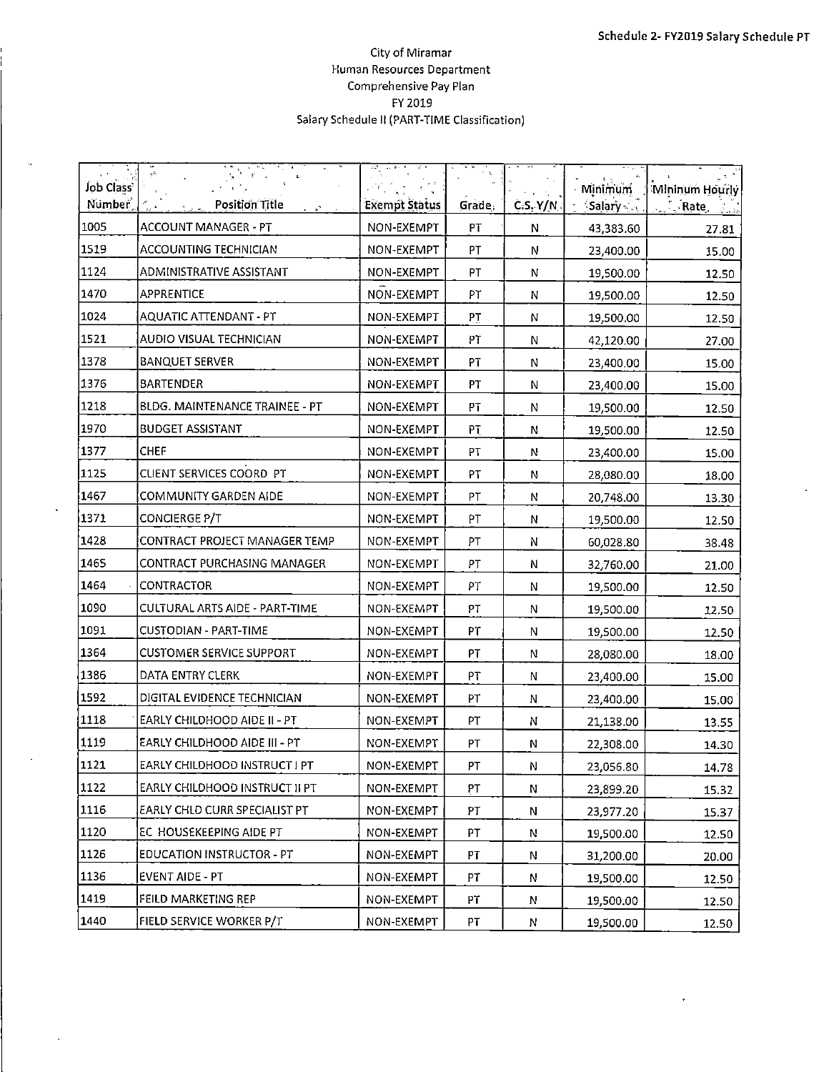Schedule 2- FY2019 Salary Schedule PT

City of Miramar
Human Resources Department
Comprehensive Pay Plan
FY 2019
Salary Schedule II (PART-TIME Classification)

| Job Class Number | Position Title | Exempt Status | Grade | C.S. Y/N | Minimum Salary | Mininum Hourly Rate |
|---|---|---|---|---|---|---|
| 1005 | ACCOUNT MANAGER - PT | NON-EXEMPT | PT | N | 43,383.60 | 27.81 |
| 1519 | ACCOUNTING TECHNICIAN | NON-EXEMPT | PT | N | 23,400.00 | 15.00 |
| 1124 | ADMINISTRATIVE ASSISTANT | NON-EXEMPT | PT | N | 19,500.00 | 12.50 |
| 1470 | APPRENTICE | NON-EXEMPT | PT | N | 19,500.00 | 12.50 |
| 1024 | AQUATIC ATTENDANT - PT | NON-EXEMPT | PT | N | 19,500.00 | 12.50 |
| 1521 | AUDIO VISUAL TECHNICIAN | NON-EXEMPT | PT | N | 42,120.00 | 27.00 |
| 1378 | BANQUET SERVER | NON-EXEMPT | PT | N | 23,400.00 | 15.00 |
| 1376 | BARTENDER | NON-EXEMPT | PT | N | 23,400.00 | 15.00 |
| 1218 | BLDG. MAINTENANCE TRAINEE - PT | NON-EXEMPT | PT | N | 19,500.00 | 12.50 |
| 1970 | BUDGET ASSISTANT | NON-EXEMPT | PT | N | 19,500.00 | 12.50 |
| 1377 | CHEF | NON-EXEMPT | PT | N | 23,400.00 | 15.00 |
| 1125 | CLIENT SERVICES COORD PT | NON-EXEMPT | PT | N | 28,080.00 | 18.00 |
| 1467 | COMMUNITY GARDEN AIDE | NON-EXEMPT | PT | N | 20,748.00 | 13.30 |
| 1371 | CONCIERGE P/T | NON-EXEMPT | PT | N | 19,500.00 | 12.50 |
| 1428 | CONTRACT PROJECT MANAGER TEMP | NON-EXEMPT | PT | N | 60,028.80 | 38.48 |
| 1465 | CONTRACT PURCHASING MANAGER | NON-EXEMPT | PT | N | 32,760.00 | 21.00 |
| 1464 | CONTRACTOR | NON-EXEMPT | PT | N | 19,500.00 | 12.50 |
| 1090 | CULTURAL ARTS AIDE - PART-TIME | NON-EXEMPT | PT | N | 19,500.00 | 12.50 |
| 1091 | CUSTODIAN - PART-TIME | NON-EXEMPT | PT | N | 19,500.00 | 12.50 |
| 1364 | CUSTOMER SERVICE SUPPORT | NON-EXEMPT | PT | N | 28,080.00 | 18.00 |
| 1386 | DATA ENTRY CLERK | NON-EXEMPT | PT | N | 23,400.00 | 15.00 |
| 1592 | DIGITAL EVIDENCE TECHNICIAN | NON-EXEMPT | PT | N | 23,400.00 | 15.00 |
| 1118 | EARLY CHILDHOOD AIDE II - PT | NON-EXEMPT | PT | N | 21,138.00 | 13.55 |
| 1119 | EARLY CHILDHOOD AIDE III - PT | NON-EXEMPT | PT | N | 22,308.00 | 14.30 |
| 1121 | EARLY CHILDHOOD INSTRUCT I PT | NON-EXEMPT | PT | N | 23,056.80 | 14.78 |
| 1122 | EARLY CHILDHOOD INSTRUCT II PT | NON-EXEMPT | PT | N | 23,899.20 | 15.32 |
| 1116 | EARLY CHLD CURR SPECIALIST PT | NON-EXEMPT | PT | N | 23,977.20 | 15.37 |
| 1120 | EC HOUSEKEEPING AIDE PT | NON-EXEMPT | PT | N | 19,500.00 | 12.50 |
| 1126 | EDUCATION INSTRUCTOR - PT | NON-EXEMPT | PT | N | 31,200.00 | 20.00 |
| 1136 | EVENT AIDE - PT | NON-EXEMPT | PT | N | 19,500.00 | 12.50 |
| 1419 | FEILD MARKETING REP | NON-EXEMPT | PT | N | 19,500.00 | 12.50 |
| 1440 | FIELD SERVICE WORKER P/T | NON-EXEMPT | PT | N | 19,500.00 | 12.50 |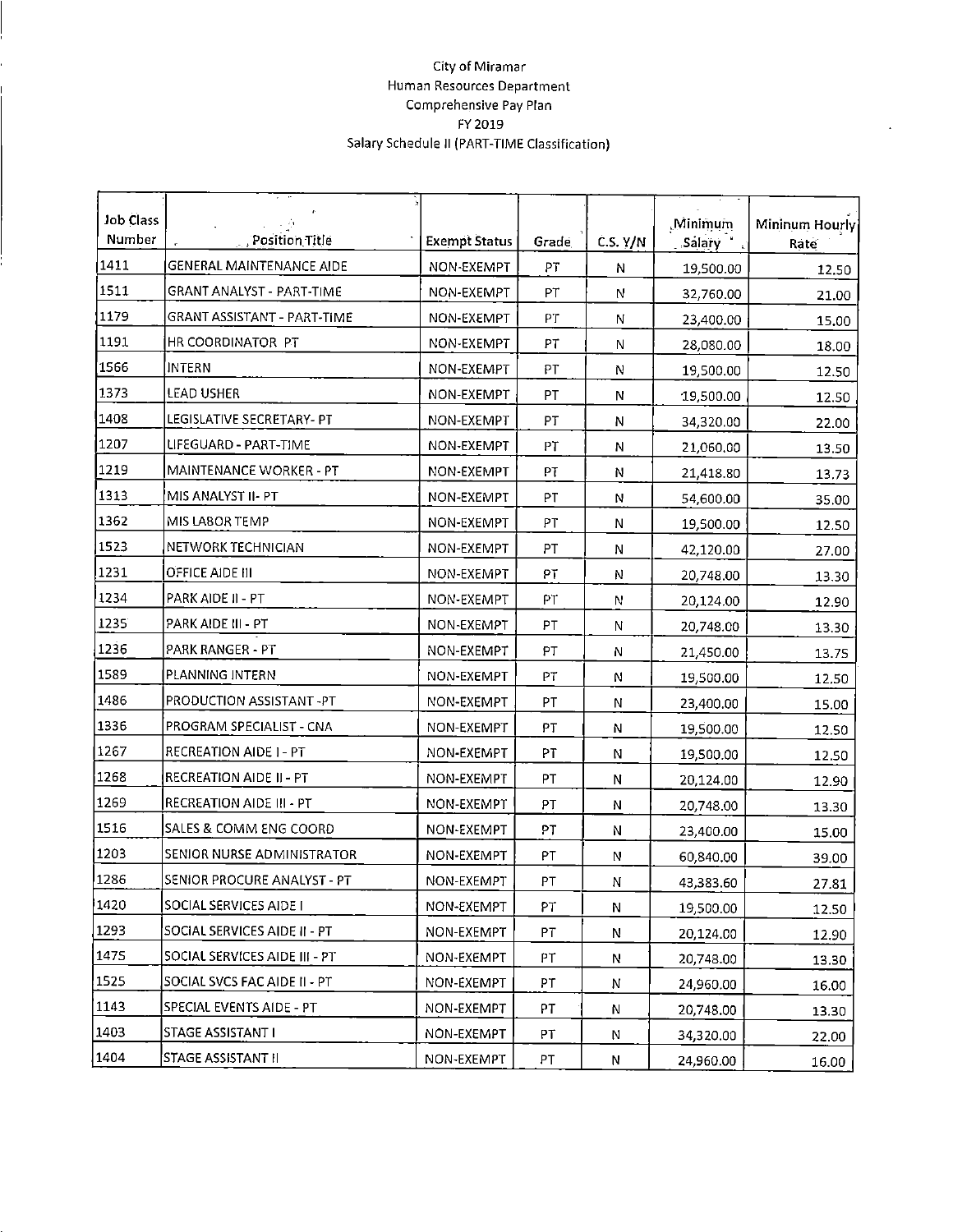City of Miramar
Human Resources Department
Comprehensive Pay Plan
FY 2019
Salary Schedule II (PART-TIME Classification)

| Job Class Number | Position Title | Exempt Status | Grade | C.S. Y/N | Minimum Salary | Mininum Hourly Rate |
|---|---|---|---|---|---|---|
| 1411 | GENERAL MAINTENANCE AIDE | NON-EXEMPT | PT | N | 19,500.00 | 12.50 |
| 1511 | GRANT ANALYST - PART-TIME | NON-EXEMPT | PT | N | 32,760.00 | 21.00 |
| 1179 | GRANT ASSISTANT - PART-TIME | NON-EXEMPT | PT | N | 23,400.00 | 15.00 |
| 1191 | HR COORDINATOR PT | NON-EXEMPT | PT | N | 28,080.00 | 18.00 |
| 1566 | INTERN | NON-EXEMPT | PT | N | 19,500.00 | 12.50 |
| 1373 | LEAD USHER | NON-EXEMPT | PT | N | 19,500.00 | 12.50 |
| 1408 | LEGISLATIVE SECRETARY- PT | NON-EXEMPT | PT | N | 34,320.00 | 22.00 |
| 1207 | LIFEGUARD - PART-TIME | NON-EXEMPT | PT | N | 21,060.00 | 13.50 |
| 1219 | MAINTENANCE WORKER - PT | NON-EXEMPT | PT | N | 21,418.80 | 13.73 |
| 1313 | MIS ANALYST II- PT | NON-EXEMPT | PT | N | 54,600.00 | 35.00 |
| 1362 | MIS LABOR TEMP | NON-EXEMPT | PT | N | 19,500.00 | 12.50 |
| 1523 | NETWORK TECHNICIAN | NON-EXEMPT | PT | N | 42,120.00 | 27.00 |
| 1231 | OFFICE AIDE III | NON-EXEMPT | PT | N | 20,748.00 | 13.30 |
| 1234 | PARK AIDE II - PT | NON-EXEMPT | PT | N | 20,124.00 | 12.90 |
| 1235 | PARK AIDE III - PT | NON-EXEMPT | PT | N | 20,748.00 | 13.30 |
| 1236 | PARK RANGER - PT | NON-EXEMPT | PT | N | 21,450.00 | 13.75 |
| 1589 | PLANNING INTERN | NON-EXEMPT | PT | N | 19,500.00 | 12.50 |
| 1486 | PRODUCTION ASSISTANT -PT | NON-EXEMPT | PT | N | 23,400.00 | 15.00 |
| 1336 | PROGRAM SPECIALIST - CNA | NON-EXEMPT | PT | N | 19,500.00 | 12.50 |
| 1267 | RECREATION AIDE I - PT | NON-EXEMPT | PT | N | 19,500.00 | 12.50 |
| 1268 | RECREATION AIDE II - PT | NON-EXEMPT | PT | N | 20,124.00 | 12.90 |
| 1269 | RECREATION AIDE III - PT | NON-EXEMPT | PT | N | 20,748.00 | 13.30 |
| 1516 | SALES & COMM ENG COORD | NON-EXEMPT | PT | N | 23,400.00 | 15.00 |
| 1203 | SENIOR NURSE ADMINISTRATOR | NON-EXEMPT | PT | N | 60,840.00 | 39.00 |
| 1286 | SENIOR PROCURE ANALYST - PT | NON-EXEMPT | PT | N | 43,383.60 | 27.81 |
| 1420 | SOCIAL SERVICES AIDE I | NON-EXEMPT | PT | N | 19,500.00 | 12.50 |
| 1293 | SOCIAL SERVICES AIDE II - PT | NON-EXEMPT | PT | N | 20,124.00 | 12.90 |
| 1475 | SOCIAL SERVICES AIDE III - PT | NON-EXEMPT | PT | N | 20,748.00 | 13.30 |
| 1525 | SOCIAL SVCS FAC AIDE II - PT | NON-EXEMPT | PT | N | 24,960.00 | 16.00 |
| 1143 | SPECIAL EVENTS AIDE - PT | NON-EXEMPT | PT | N | 20,748.00 | 13.30 |
| 1403 | STAGE ASSISTANT I | NON-EXEMPT | PT | N | 34,320.00 | 22.00 |
| 1404 | STAGE ASSISTANT II | NON-EXEMPT | PT | N | 24,960.00 | 16.00 |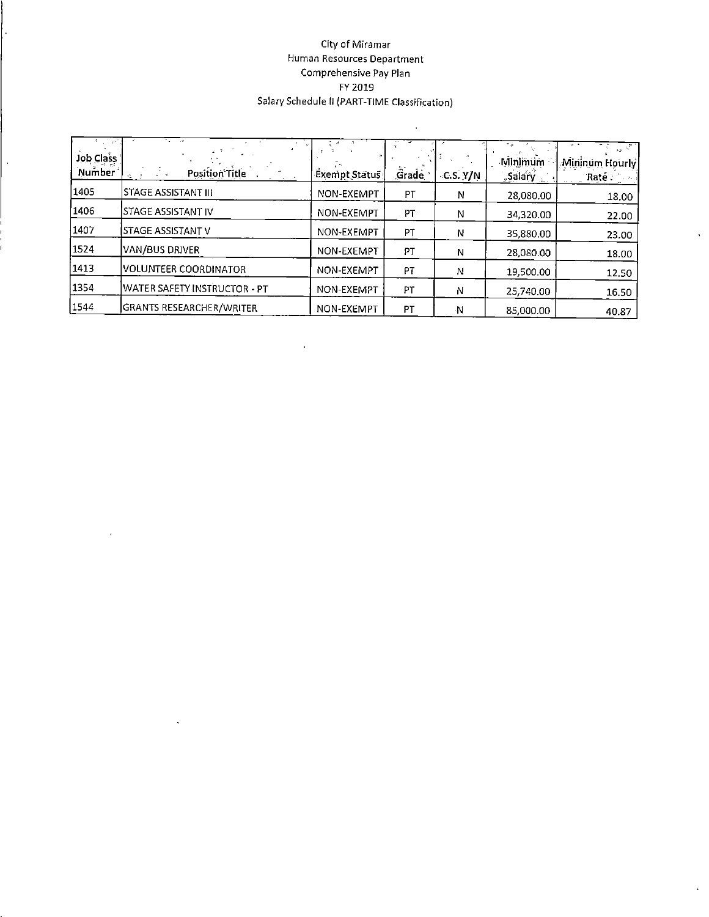City of Miramar
Human Resources Department
Comprehensive Pay Plan
FY 2019
Salary Schedule II (PART-TIME Classification)

| Job Class Number | Position Title | Exempt Status | Grade | C.S. Y/N | Minimum Salary | Mininum Hourly Rate |
|---|---|---|---|---|---|---|
| 1405 | STAGE ASSISTANT III | NON-EXEMPT | PT | N | 28,080.00 | 18.00 |
| 1406 | STAGE ASSISTANT IV | NON-EXEMPT | PT | N | 34,320.00 | 22.00 |
| 1407 | STAGE ASSISTANT V | NON-EXEMPT | PT | N | 35,880.00 | 23.00 |
| 1524 | VAN/BUS DRIVER | NON-EXEMPT | PT | N | 28,080.00 | 18.00 |
| 1413 | VOLUNTEER COORDINATOR | NON-EXEMPT | PT | N | 19,500.00 | 12.50 |
| 1354 | WATER SAFETY INSTRUCTOR - PT | NON-EXEMPT | PT | N | 25,740.00 | 16.50 |
| 1544 | GRANTS RESEARCHER/WRITER | NON-EXEMPT | PT | N | 85,000.00 | 40.87 |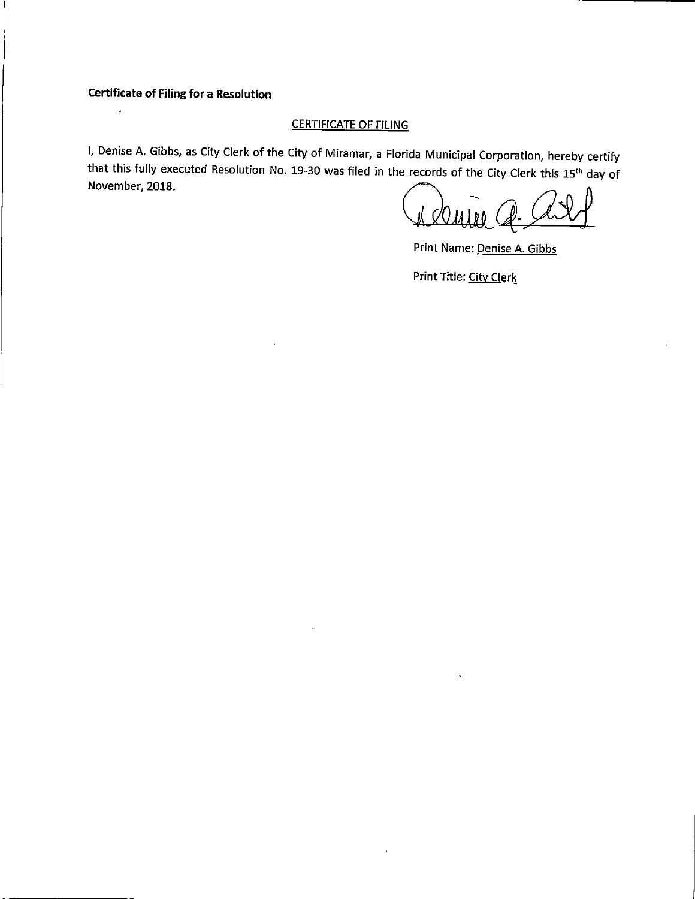**Certificate of Filing for a Resolution**

CERTIFICATE OF FILING

I, Denise A. Gibbs, as City Clerk of the City of Miramar, a Florida Municipal Corporation, hereby certify that this fully executed Resolution No. 19-30 was filed in the records of the City Clerk this 15th day of November, 2018.

Print Name: Denise A. Gibbs

Print Title: City Clerk